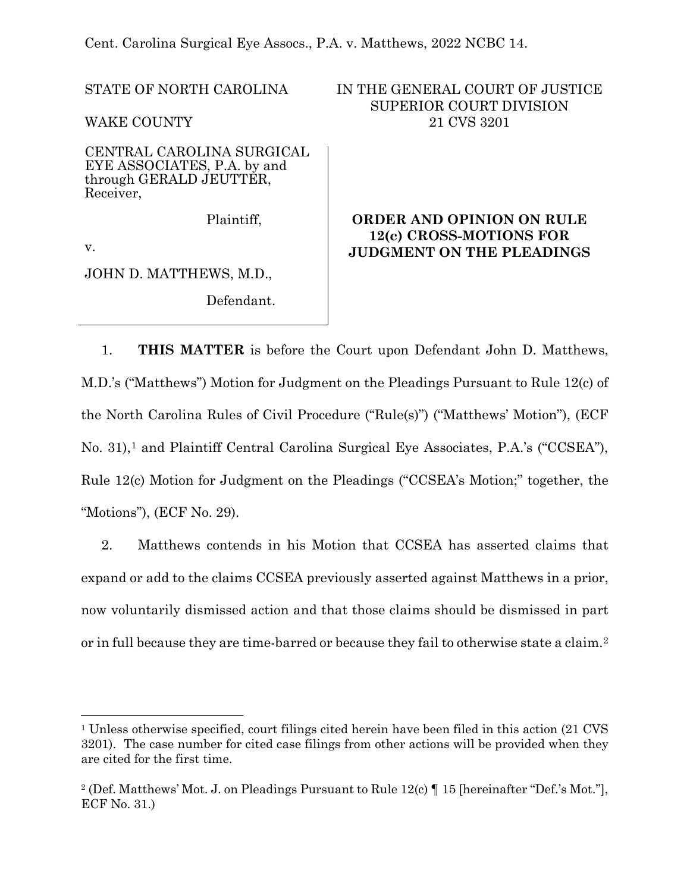Cent. Carolina Surgical Eye Assocs., P.A. v. Matthews, 2022 NCBC 14.

STATE OF NORTH CAROLINA

WAKE COUNTY

IN THE GENERAL COURT OF JUSTICE
SUPERIOR COURT DIVISION
21 CVS 3201

CENTRAL CAROLINA SURGICAL EYE ASSOCIATES, P.A. by and through GERALD JEUTTER, Receiver,

Plaintiff,

v.

JOHN D. MATTHEWS, M.D.,

Defendant.

**ORDER AND OPINION ON RULE 12(c) CROSS-MOTIONS FOR JUDGMENT ON THE PLEADINGS**

1. **THIS MATTER** is before the Court upon Defendant John D. Matthews, M.D.'s ("Matthews") Motion for Judgment on the Pleadings Pursuant to Rule 12(c) of the North Carolina Rules of Civil Procedure ("Rule(s)") ("Matthews' Motion"), (ECF No. 31),[1] and Plaintiff Central Carolina Surgical Eye Associates, P.A.'s ("CCSEA"), Rule 12(c) Motion for Judgment on the Pleadings ("CCSEA's Motion;" together, the "Motions"), (ECF No. 29).

2. Matthews contends in his Motion that CCSEA has asserted claims that expand or add to the claims CCSEA previously asserted against Matthews in a prior, now voluntarily dismissed action and that those claims should be dismissed in part or in full because they are time-barred or because they fail to otherwise state a claim.[2]

[1] Unless otherwise specified, court filings cited herein have been filed in this action (21 CVS 3201). The case number for cited case filings from other actions will be provided when they are cited for the first time.

[2] (Def. Matthews' Mot. J. on Pleadings Pursuant to Rule 12(c) ¶ 15 [hereinafter "Def.'s Mot."], ECF No. 31.)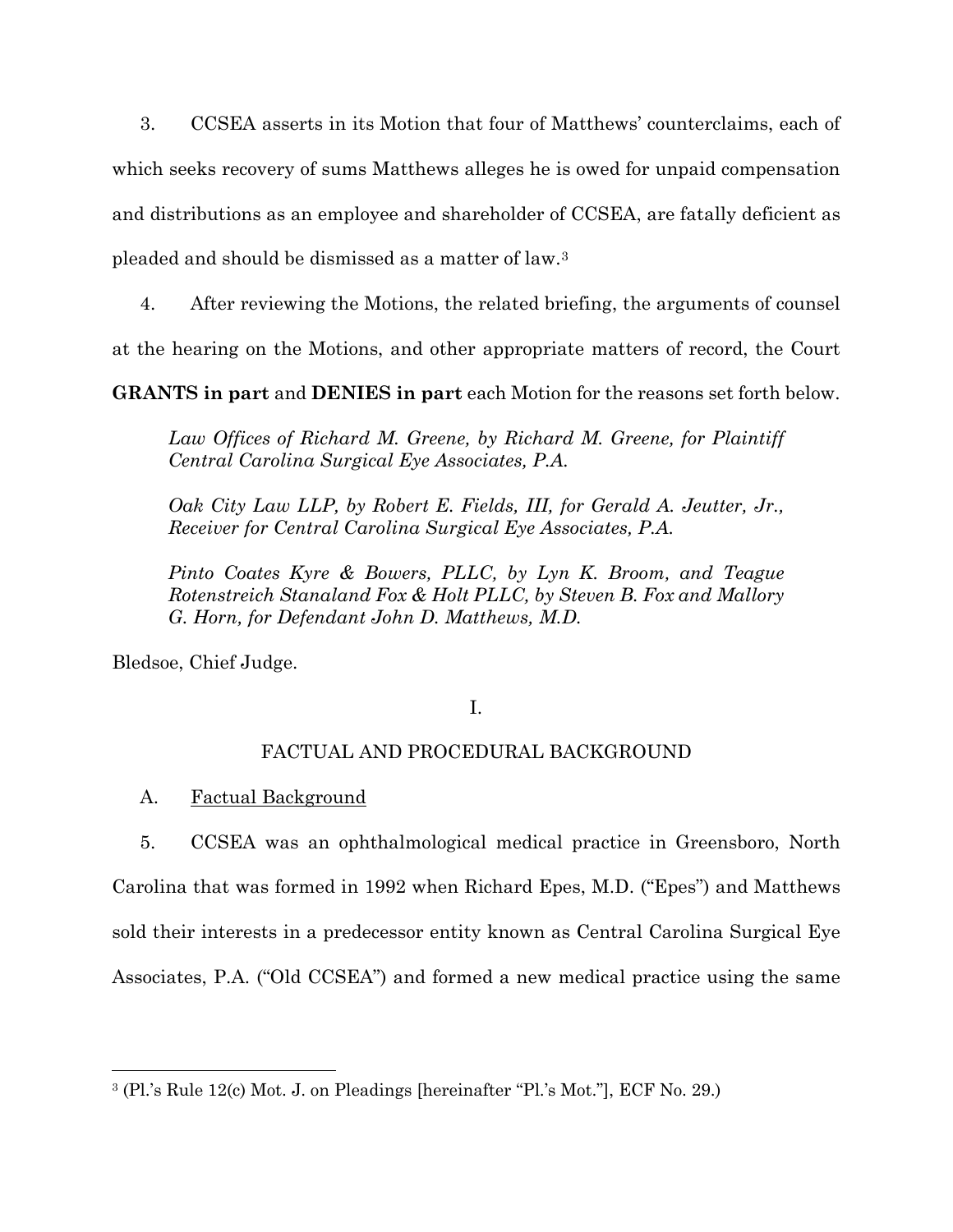3. CCSEA asserts in its Motion that four of Matthews' counterclaims, each of which seeks recovery of sums Matthews alleges he is owed for unpaid compensation and distributions as an employee and shareholder of CCSEA, are fatally deficient as pleaded and should be dismissed as a matter of law.[3]

4. After reviewing the Motions, the related briefing, the arguments of counsel at the hearing on the Motions, and other appropriate matters of record, the Court **GRANTS in part** and **DENIES in part** each Motion for the reasons set forth below.

*Law Offices of Richard M. Greene, by Richard M. Greene, for Plaintiff Central Carolina Surgical Eye Associates, P.A.*

*Oak City Law LLP, by Robert E. Fields, III, for Gerald A. Jeutter, Jr., Receiver for Central Carolina Surgical Eye Associates, P.A.*

*Pinto Coates Kyre & Bowers, PLLC, by Lyn K. Broom, and Teague Rotenstreich Stanaland Fox & Holt PLLC, by Steven B. Fox and Mallory G. Horn, for Defendant John D. Matthews, M.D.*

Bledsoe, Chief Judge.

## I.

## FACTUAL AND PROCEDURAL BACKGROUND

### A. Factual Background

5. CCSEA was an ophthalmological medical practice in Greensboro, North Carolina that was formed in 1992 when Richard Epes, M.D. ("Epes") and Matthews sold their interests in a predecessor entity known as Central Carolina Surgical Eye Associates, P.A. ("Old CCSEA") and formed a new medical practice using the same

---

[3] (Pl.'s Rule 12(c) Mot. J. on Pleadings [hereinafter "Pl.'s Mot."], ECF No. 29.)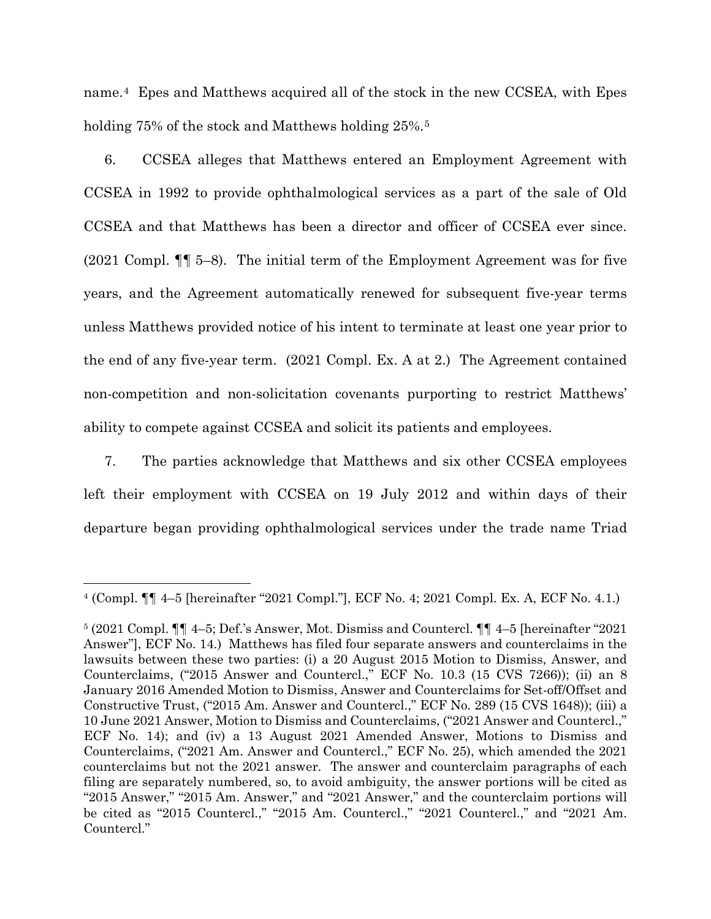name.[4] Epes and Matthews acquired all of the stock in the new CCSEA, with Epes holding 75% of the stock and Matthews holding 25%.[5]

6. CCSEA alleges that Matthews entered an Employment Agreement with CCSEA in 1992 to provide ophthalmological services as a part of the sale of Old CCSEA and that Matthews has been a director and officer of CCSEA ever since. (2021 Compl. ¶¶ 5–8). The initial term of the Employment Agreement was for five years, and the Agreement automatically renewed for subsequent five-year terms unless Matthews provided notice of his intent to terminate at least one year prior to the end of any five-year term. (2021 Compl. Ex. A at 2.) The Agreement contained non-competition and non-solicitation covenants purporting to restrict Matthews' ability to compete against CCSEA and solicit its patients and employees.

7. The parties acknowledge that Matthews and six other CCSEA employees left their employment with CCSEA on 19 July 2012 and within days of their departure began providing ophthalmological services under the trade name Triad

---

[4] (Compl. ¶¶ 4–5 [hereinafter "2021 Compl."], ECF No. 4; 2021 Compl. Ex. A, ECF No. 4.1.)

[5] (2021 Compl. ¶¶ 4–5; Def.'s Answer, Mot. Dismiss and Countercl. ¶¶ 4–5 [hereinafter "2021 Answer"], ECF No. 14.) Matthews has filed four separate answers and counterclaims in the lawsuits between these two parties: (i) a 20 August 2015 Motion to Dismiss, Answer, and Counterclaims, ("2015 Answer and Countercl.," ECF No. 10.3 (15 CVS 7266)); (ii) an 8 January 2016 Amended Motion to Dismiss, Answer and Counterclaims for Set-off/Offset and Constructive Trust, ("2015 Am. Answer and Countercl.," ECF No. 289 (15 CVS 1648)); (iii) a 10 June 2021 Answer, Motion to Dismiss and Counterclaims, ("2021 Answer and Countercl.," ECF No. 14); and (iv) a 13 August 2021 Amended Answer, Motions to Dismiss and Counterclaims, ("2021 Am. Answer and Countercl.," ECF No. 25), which amended the 2021 counterclaims but not the 2021 answer. The answer and counterclaim paragraphs of each filing are separately numbered, so, to avoid ambiguity, the answer portions will be cited as "2015 Answer," "2015 Am. Answer," and "2021 Answer," and the counterclaim portions will be cited as "2015 Countercl.," "2015 Am. Countercl.," "2021 Countercl.," and "2021 Am. Countercl."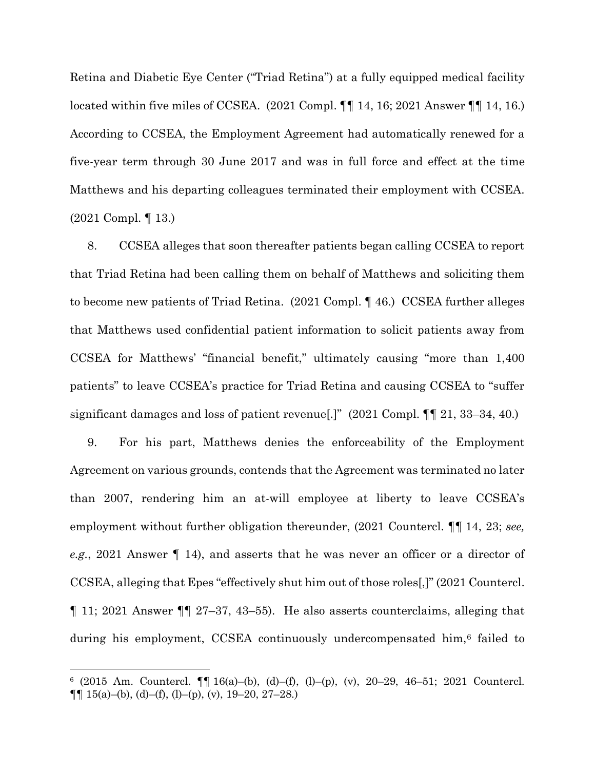Retina and Diabetic Eye Center ("Triad Retina") at a fully equipped medical facility located within five miles of CCSEA. (2021 Compl. ¶¶ 14, 16; 2021 Answer ¶¶ 14, 16.) According to CCSEA, the Employment Agreement had automatically renewed for a five-year term through 30 June 2017 and was in full force and effect at the time Matthews and his departing colleagues terminated their employment with CCSEA. (2021 Compl. ¶ 13.)

8. CCSEA alleges that soon thereafter patients began calling CCSEA to report that Triad Retina had been calling them on behalf of Matthews and soliciting them to become new patients of Triad Retina. (2021 Compl. ¶ 46.) CCSEA further alleges that Matthews used confidential patient information to solicit patients away from CCSEA for Matthews' "financial benefit," ultimately causing "more than 1,400 patients" to leave CCSEA's practice for Triad Retina and causing CCSEA to "suffer significant damages and loss of patient revenue[.]" (2021 Compl. ¶¶ 21, 33–34, 40.)

9. For his part, Matthews denies the enforceability of the Employment Agreement on various grounds, contends that the Agreement was terminated no later than 2007, rendering him an at-will employee at liberty to leave CCSEA's employment without further obligation thereunder, (2021 Countercl. ¶¶ 14, 23; *see, e.g.*, 2021 Answer ¶ 14), and asserts that he was never an officer or a director of CCSEA, alleging that Epes "effectively shut him out of those roles[,]" (2021 Countercl. ¶ 11; 2021 Answer ¶¶ 27–37, 43–55). He also asserts counterclaims, alleging that during his employment, CCSEA continuously undercompensated him,[6] failed to

[6] (2015 Am. Countercl. ¶¶ 16(a)–(b), (d)–(f), (l)–(p), (v), 20–29, 46–51; 2021 Countercl. ¶¶ 15(a)–(b), (d)–(f), (l)–(p), (v), 19–20, 27–28.)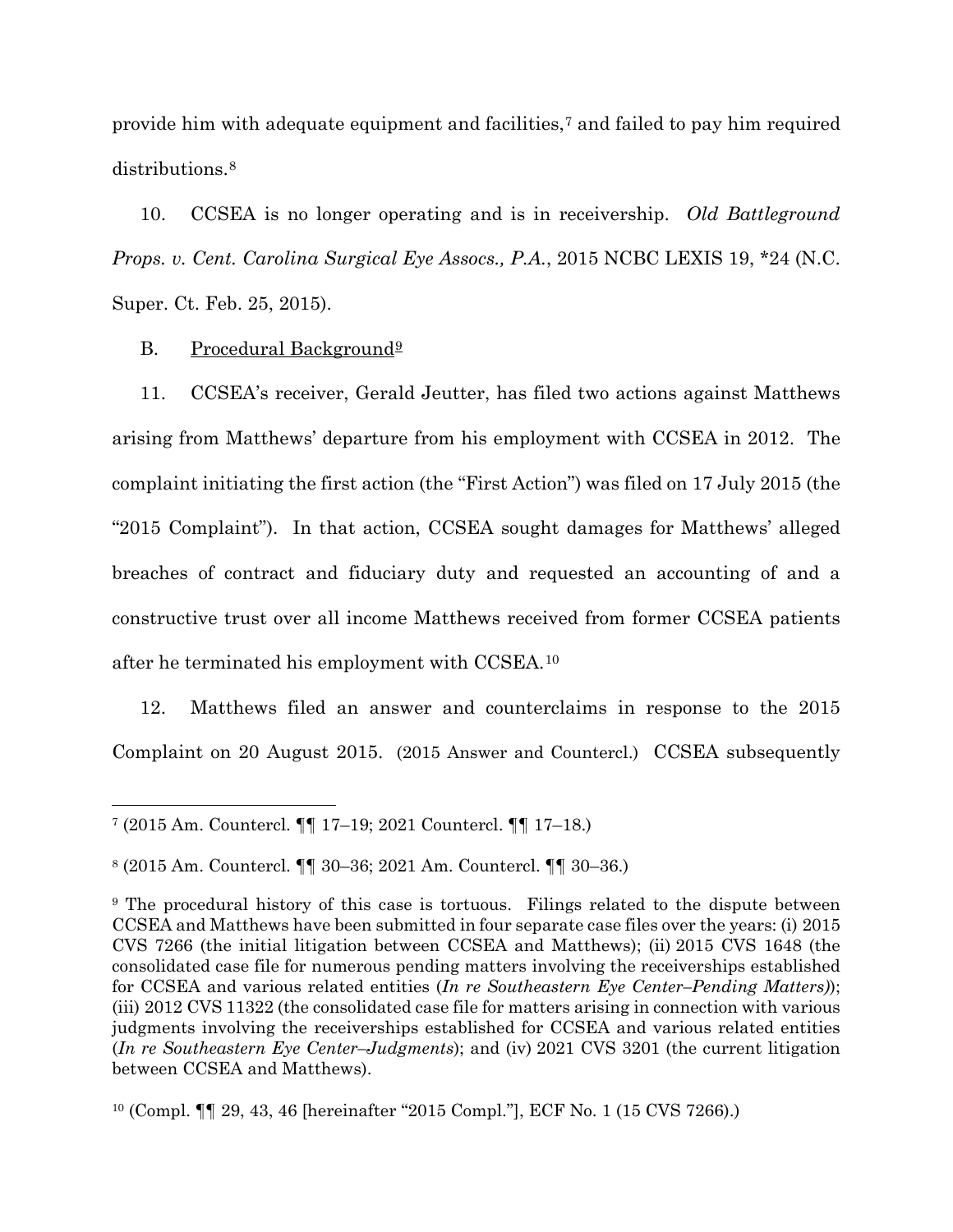provide him with adequate equipment and facilities,[7] and failed to pay him required distributions.[8]

10. CCSEA is no longer operating and is in receivership. *Old Battleground Props. v. Cent. Carolina Surgical Eye Assocs., P.A.*, 2015 NCBC LEXIS 19, *24 (N.C. Super. Ct. Feb. 25, 2015).

B. <u>Procedural Background</u>[9]

11. CCSEA's receiver, Gerald Jeutter, has filed two actions against Matthews arising from Matthews' departure from his employment with CCSEA in 2012. The complaint initiating the first action (the "First Action") was filed on 17 July 2015 (the "2015 Complaint"). In that action, CCSEA sought damages for Matthews' alleged breaches of contract and fiduciary duty and requested an accounting of and a constructive trust over all income Matthews received from former CCSEA patients after he terminated his employment with CCSEA.[10]

12. Matthews filed an answer and counterclaims in response to the 2015 Complaint on 20 August 2015. (2015 Answer and Countercl.) CCSEA subsequently

---

[7] (2015 Am. Countercl. ¶¶ 17–19; 2021 Countercl. ¶¶ 17–18.)

[8] (2015 Am. Countercl. ¶¶ 30–36; 2021 Am. Countercl. ¶¶ 30–36.)

[9] The procedural history of this case is tortuous. Filings related to the dispute between CCSEA and Matthews have been submitted in four separate case files over the years: (i) 2015 CVS 7266 (the initial litigation between CCSEA and Matthews); (ii) 2015 CVS 1648 (the consolidated case file for numerous pending matters involving the receiverships established for CCSEA and various related entities (*In re Southeastern Eye Center–Pending Matters)*); (iii) 2012 CVS 11322 (the consolidated case file for matters arising in connection with various judgments involving the receiverships established for CCSEA and various related entities (*In re Southeastern Eye Center–Judgments*); and (iv) 2021 CVS 3201 (the current litigation between CCSEA and Matthews).

[10] (Compl. ¶¶ 29, 43, 46 [hereinafter "2015 Compl."], ECF No. 1 (15 CVS 7266).)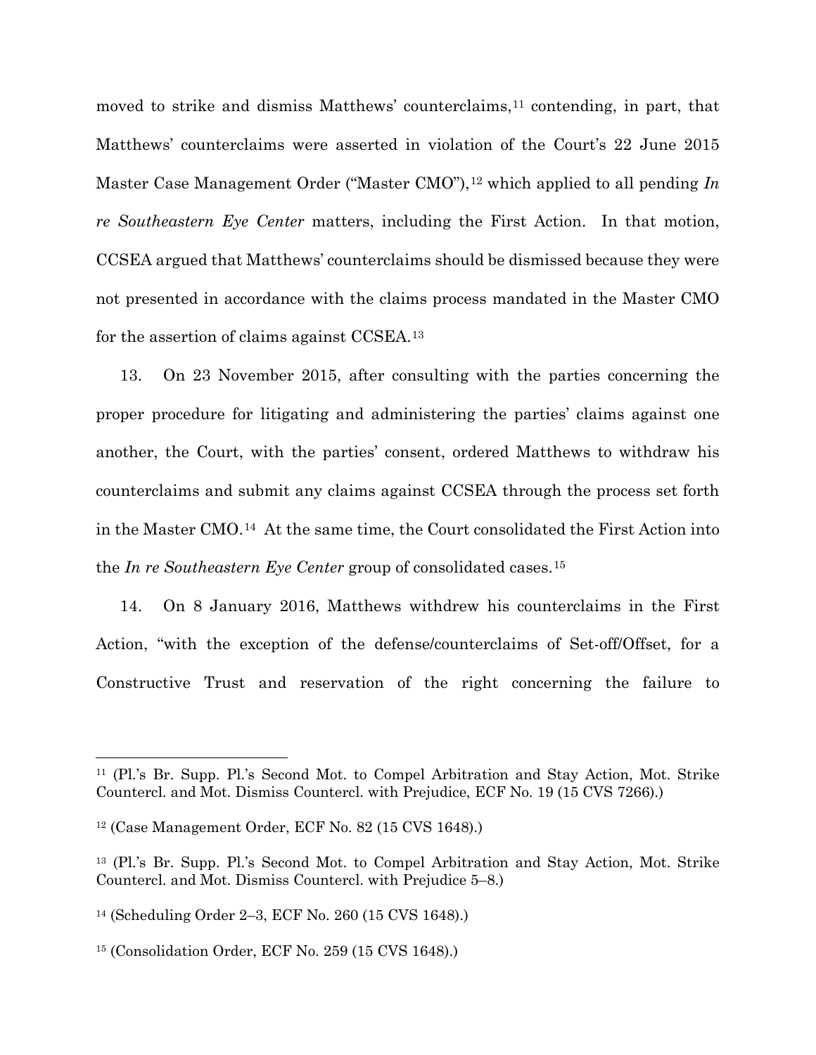moved to strike and dismiss Matthews' counterclaims,[11] contending, in part, that Matthews' counterclaims were asserted in violation of the Court's 22 June 2015 Master Case Management Order ("Master CMO"),[12] which applied to all pending *In re Southeastern Eye Center* matters, including the First Action. In that motion, CCSEA argued that Matthews' counterclaims should be dismissed because they were not presented in accordance with the claims process mandated in the Master CMO for the assertion of claims against CCSEA.[13]

13. On 23 November 2015, after consulting with the parties concerning the proper procedure for litigating and administering the parties' claims against one another, the Court, with the parties' consent, ordered Matthews to withdraw his counterclaims and submit any claims against CCSEA through the process set forth in the Master CMO.[14] At the same time, the Court consolidated the First Action into the *In re Southeastern Eye Center* group of consolidated cases.[15]

14. On 8 January 2016, Matthews withdrew his counterclaims in the First Action, "with the exception of the defense/counterclaims of Set-off/Offset, for a Constructive Trust and reservation of the right concerning the failure to

---

[11] (Pl.'s Br. Supp. Pl.'s Second Mot. to Compel Arbitration and Stay Action, Mot. Strike Countercl. and Mot. Dismiss Countercl. with Prejudice, ECF No. 19 (15 CVS 7266).)

[12] (Case Management Order, ECF No. 82 (15 CVS 1648).)

[13] (Pl.'s Br. Supp. Pl.'s Second Mot. to Compel Arbitration and Stay Action, Mot. Strike Countercl. and Mot. Dismiss Countercl. with Prejudice 5–8.)

[14] (Scheduling Order 2–3, ECF No. 260 (15 CVS 1648).)

[15] (Consolidation Order, ECF No. 259 (15 CVS 1648).)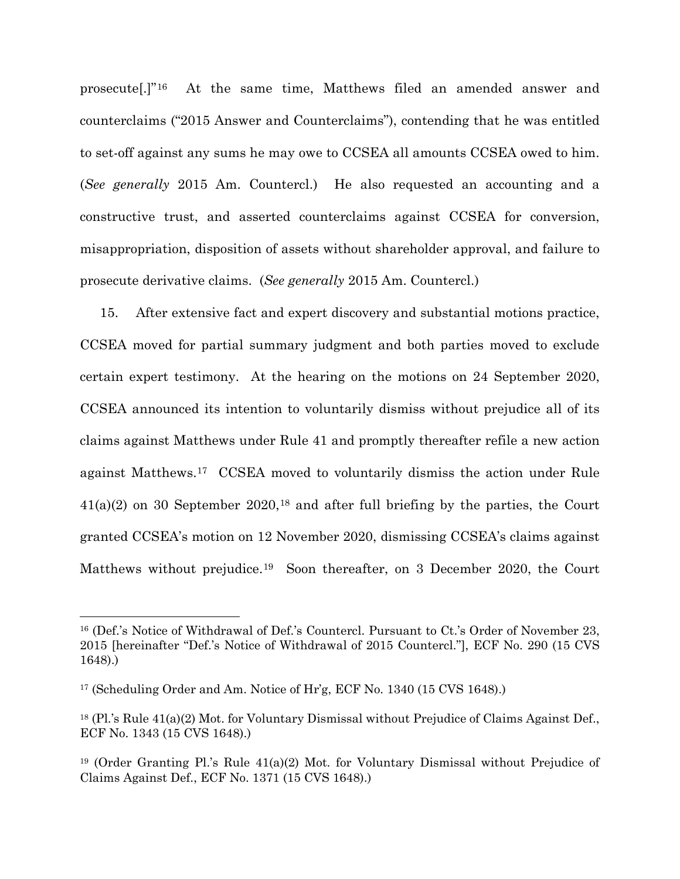prosecute[.]"[16] At the same time, Matthews filed an amended answer and counterclaims ("2015 Answer and Counterclaims"), contending that he was entitled to set-off against any sums he may owe to CCSEA all amounts CCSEA owed to him. (*See generally* 2015 Am. Countercl.) He also requested an accounting and a constructive trust, and asserted counterclaims against CCSEA for conversion, misappropriation, disposition of assets without shareholder approval, and failure to prosecute derivative claims. (*See generally* 2015 Am. Countercl.)

15. After extensive fact and expert discovery and substantial motions practice, CCSEA moved for partial summary judgment and both parties moved to exclude certain expert testimony. At the hearing on the motions on 24 September 2020, CCSEA announced its intention to voluntarily dismiss without prejudice all of its claims against Matthews under Rule 41 and promptly thereafter refile a new action against Matthews.[17] CCSEA moved to voluntarily dismiss the action under Rule 41(a)(2) on 30 September 2020,[18] and after full briefing by the parties, the Court granted CCSEA's motion on 12 November 2020, dismissing CCSEA's claims against Matthews without prejudice.[19] Soon thereafter, on 3 December 2020, the Court

---

[16] (Def.'s Notice of Withdrawal of Def.'s Countercl. Pursuant to Ct.'s Order of November 23, 2015 [hereinafter "Def.'s Notice of Withdrawal of 2015 Countercl."], ECF No. 290 (15 CVS 1648).)

[17] (Scheduling Order and Am. Notice of Hr'g, ECF No. 1340 (15 CVS 1648).)

[18] (Pl.'s Rule 41(a)(2) Mot. for Voluntary Dismissal without Prejudice of Claims Against Def., ECF No. 1343 (15 CVS 1648).)

[19] (Order Granting Pl.'s Rule 41(a)(2) Mot. for Voluntary Dismissal without Prejudice of Claims Against Def., ECF No. 1371 (15 CVS 1648).)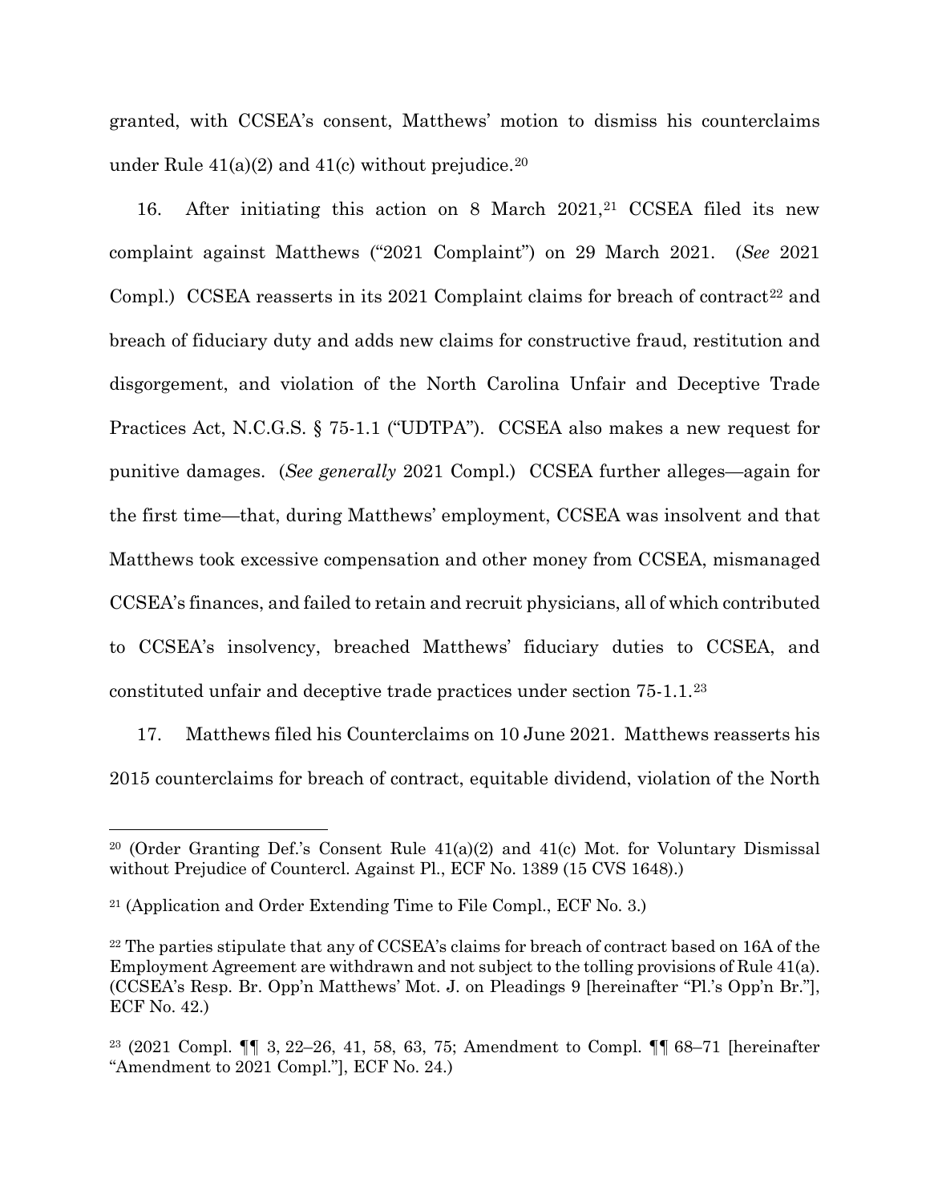granted, with CCSEA's consent, Matthews' motion to dismiss his counterclaims under Rule 41(a)(2) and 41(c) without prejudice.[20]

16. After initiating this action on 8 March 2021,[21] CCSEA filed its new complaint against Matthews ("2021 Complaint") on 29 March 2021. (*See* 2021 Compl.) CCSEA reasserts in its 2021 Complaint claims for breach of contract[22] and breach of fiduciary duty and adds new claims for constructive fraud, restitution and disgorgement, and violation of the North Carolina Unfair and Deceptive Trade Practices Act, N.C.G.S. § 75-1.1 ("UDTPA"). CCSEA also makes a new request for punitive damages. (*See generally* 2021 Compl.) CCSEA further alleges—again for the first time—that, during Matthews' employment, CCSEA was insolvent and that Matthews took excessive compensation and other money from CCSEA, mismanaged CCSEA's finances, and failed to retain and recruit physicians, all of which contributed to CCSEA's insolvency, breached Matthews' fiduciary duties to CCSEA, and constituted unfair and deceptive trade practices under section 75-1.1.[23]

17. Matthews filed his Counterclaims on 10 June 2021. Matthews reasserts his 2015 counterclaims for breach of contract, equitable dividend, violation of the North

---

[20] (Order Granting Def.'s Consent Rule 41(a)(2) and 41(c) Mot. for Voluntary Dismissal without Prejudice of Countercl. Against Pl., ECF No. 1389 (15 CVS 1648).)

[21] (Application and Order Extending Time to File Compl., ECF No. 3.)

[22] The parties stipulate that any of CCSEA's claims for breach of contract based on 16A of the Employment Agreement are withdrawn and not subject to the tolling provisions of Rule 41(a). (CCSEA's Resp. Br. Opp'n Matthews' Mot. J. on Pleadings 9 [hereinafter "Pl.'s Opp'n Br."], ECF No. 42.)

[23] (2021 Compl. ¶¶ 3, 22–26, 41, 58, 63, 75; Amendment to Compl. ¶¶ 68–71 [hereinafter "Amendment to 2021 Compl."], ECF No. 24.)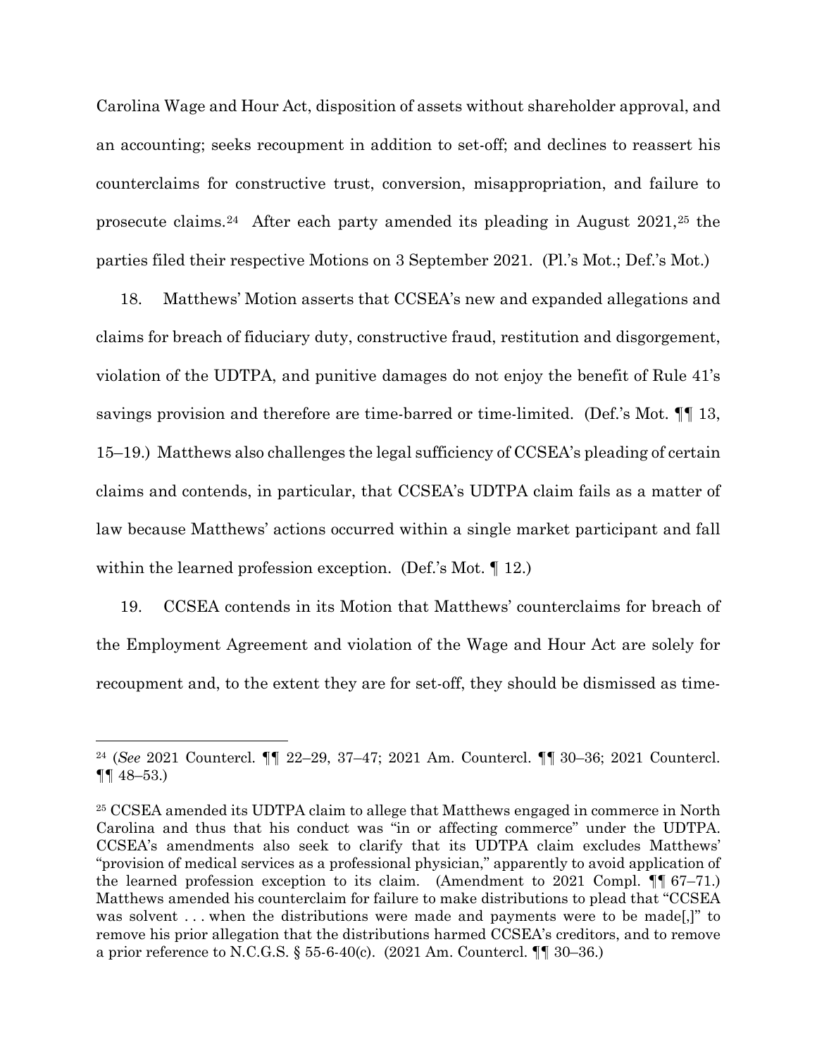Carolina Wage and Hour Act, disposition of assets without shareholder approval, and an accounting; seeks recoupment in addition to set-off; and declines to reassert his counterclaims for constructive trust, conversion, misappropriation, and failure to prosecute claims.[24] After each party amended its pleading in August 2021,[25] the parties filed their respective Motions on 3 September 2021. (Pl.'s Mot.; Def.'s Mot.)

18. Matthews' Motion asserts that CCSEA's new and expanded allegations and claims for breach of fiduciary duty, constructive fraud, restitution and disgorgement, violation of the UDTPA, and punitive damages do not enjoy the benefit of Rule 41's savings provision and therefore are time-barred or time-limited. (Def.'s Mot. ¶¶ 13, 15–19.) Matthews also challenges the legal sufficiency of CCSEA's pleading of certain claims and contends, in particular, that CCSEA's UDTPA claim fails as a matter of law because Matthews' actions occurred within a single market participant and fall within the learned profession exception. (Def.'s Mot. ¶ 12.)

19. CCSEA contends in its Motion that Matthews' counterclaims for breach of the Employment Agreement and violation of the Wage and Hour Act are solely for recoupment and, to the extent they are for set-off, they should be dismissed as time-

---

[24] (*See* 2021 Countercl. ¶¶ 22–29, 37–47; 2021 Am. Countercl. ¶¶ 30–36; 2021 Countercl. ¶¶ 48–53.)

[25] CCSEA amended its UDTPA claim to allege that Matthews engaged in commerce in North Carolina and thus that his conduct was "in or affecting commerce" under the UDTPA. CCSEA's amendments also seek to clarify that its UDTPA claim excludes Matthews' "provision of medical services as a professional physician," apparently to avoid application of the learned profession exception to its claim. (Amendment to 2021 Compl. ¶¶ 67–71.) Matthews amended his counterclaim for failure to make distributions to plead that "CCSEA was solvent . . . when the distributions were made and payments were to be made[,]" to remove his prior allegation that the distributions harmed CCSEA's creditors, and to remove a prior reference to N.C.G.S. § 55-6-40(c). (2021 Am. Countercl. ¶¶ 30–36.)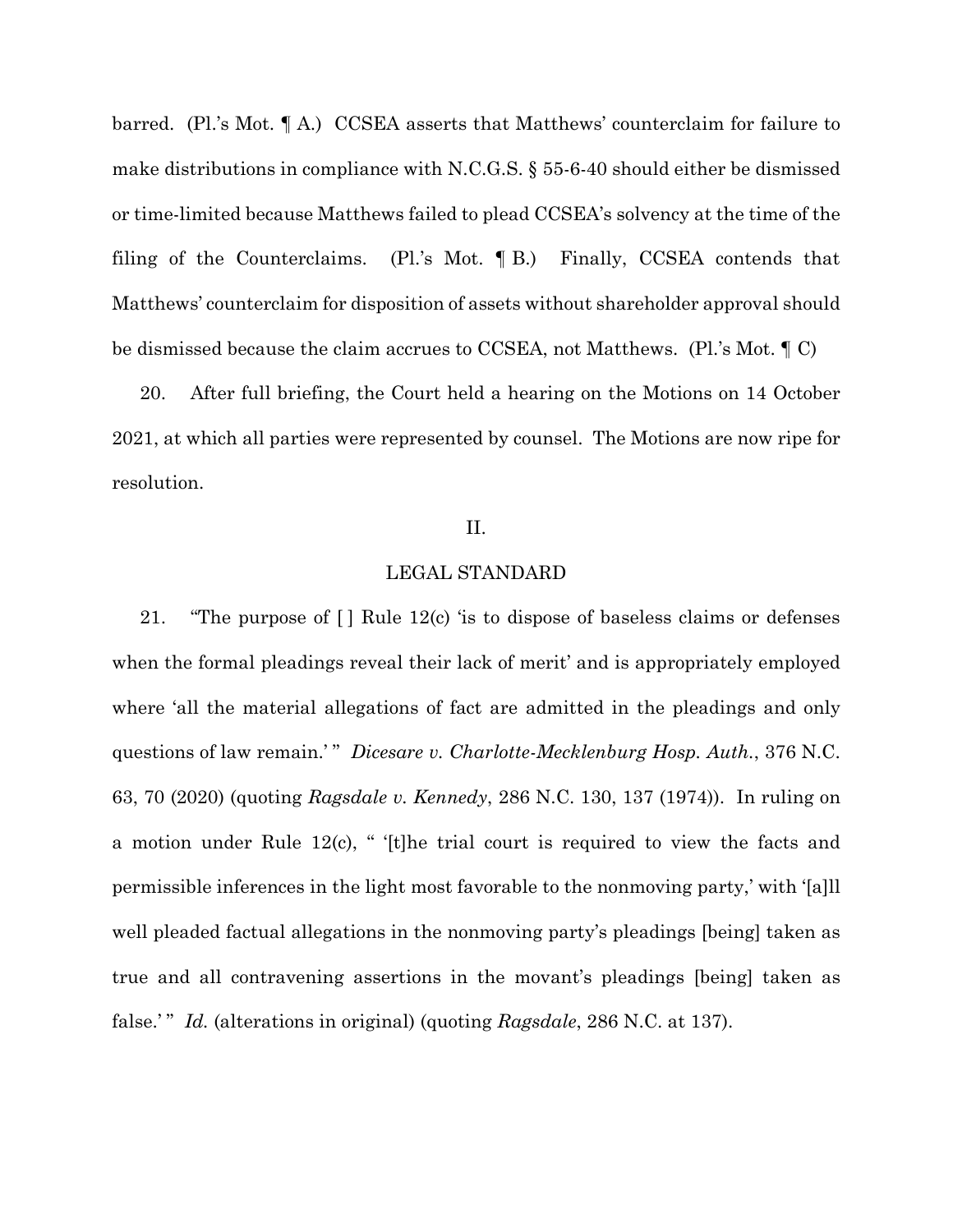barred. (Pl.'s Mot. ¶ A.) CCSEA asserts that Matthews' counterclaim for failure to make distributions in compliance with N.C.G.S. § 55-6-40 should either be dismissed or time-limited because Matthews failed to plead CCSEA's solvency at the time of the filing of the Counterclaims. (Pl.'s Mot. ¶ B.) Finally, CCSEA contends that Matthews' counterclaim for disposition of assets without shareholder approval should be dismissed because the claim accrues to CCSEA, not Matthews. (Pl.'s Mot. ¶ C)

20. After full briefing, the Court held a hearing on the Motions on 14 October 2021, at which all parties were represented by counsel. The Motions are now ripe for resolution.

## II.

## LEGAL STANDARD

21. "The purpose of [ ] Rule 12(c) 'is to dispose of baseless claims or defenses when the formal pleadings reveal their lack of merit' and is appropriately employed where 'all the material allegations of fact are admitted in the pleadings and only questions of law remain.' " *Dicesare v. Charlotte-Mecklenburg Hosp. Auth.*, 376 N.C. 63, 70 (2020) (quoting *Ragsdale v. Kennedy*, 286 N.C. 130, 137 (1974)). In ruling on a motion under Rule 12(c), " '[t]he trial court is required to view the facts and permissible inferences in the light most favorable to the nonmoving party,' with '[a]ll well pleaded factual allegations in the nonmoving party's pleadings [being] taken as true and all contravening assertions in the movant's pleadings [being] taken as false.' " *Id.* (alterations in original) (quoting *Ragsdale*, 286 N.C. at 137).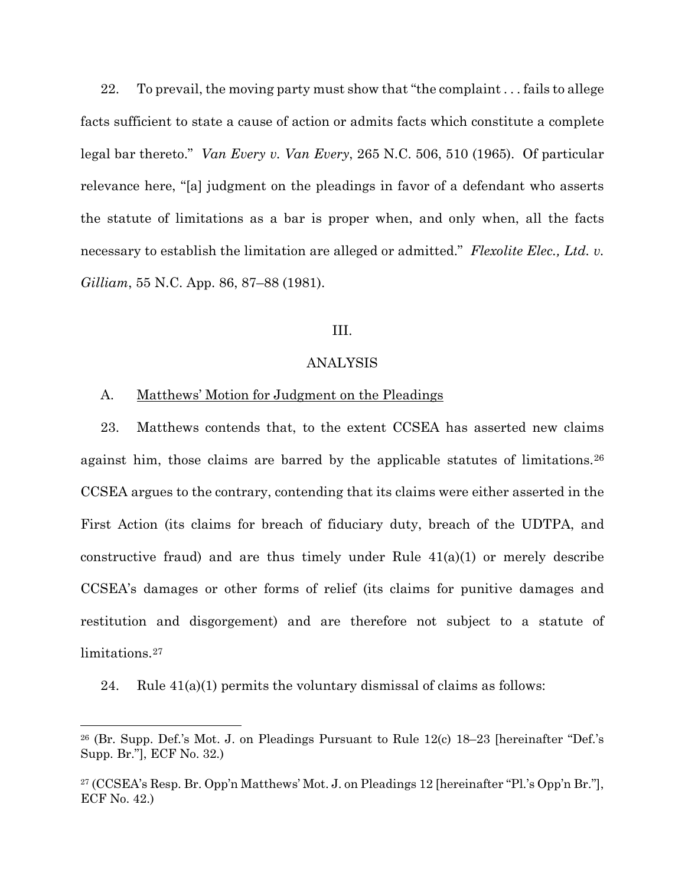22. To prevail, the moving party must show that "the complaint . . . fails to allege facts sufficient to state a cause of action or admits facts which constitute a complete legal bar thereto." *Van Every v. Van Every*, 265 N.C. 506, 510 (1965). Of particular relevance here, "[a] judgment on the pleadings in favor of a defendant who asserts the statute of limitations as a bar is proper when, and only when, all the facts necessary to establish the limitation are alleged or admitted." *Flexolite Elec., Ltd. v. Gilliam*, 55 N.C. App. 86, 87–88 (1981).

## III.

## ANALYSIS

### A. Matthews' Motion for Judgment on the Pleadings

23. Matthews contends that, to the extent CCSEA has asserted new claims against him, those claims are barred by the applicable statutes of limitations.[26] CCSEA argues to the contrary, contending that its claims were either asserted in the First Action (its claims for breach of fiduciary duty, breach of the UDTPA, and constructive fraud) and are thus timely under Rule 41(a)(1) or merely describe CCSEA's damages or other forms of relief (its claims for punitive damages and restitution and disgorgement) and are therefore not subject to a statute of limitations.[27]

24. Rule 41(a)(1) permits the voluntary dismissal of claims as follows:

---

[26] (Br. Supp. Def.'s Mot. J. on Pleadings Pursuant to Rule 12(c) 18–23 [hereinafter "Def.'s Supp. Br."], ECF No. 32.)

[27] (CCSEA's Resp. Br. Opp'n Matthews' Mot. J. on Pleadings 12 [hereinafter "Pl.'s Opp'n Br."], ECF No. 42.)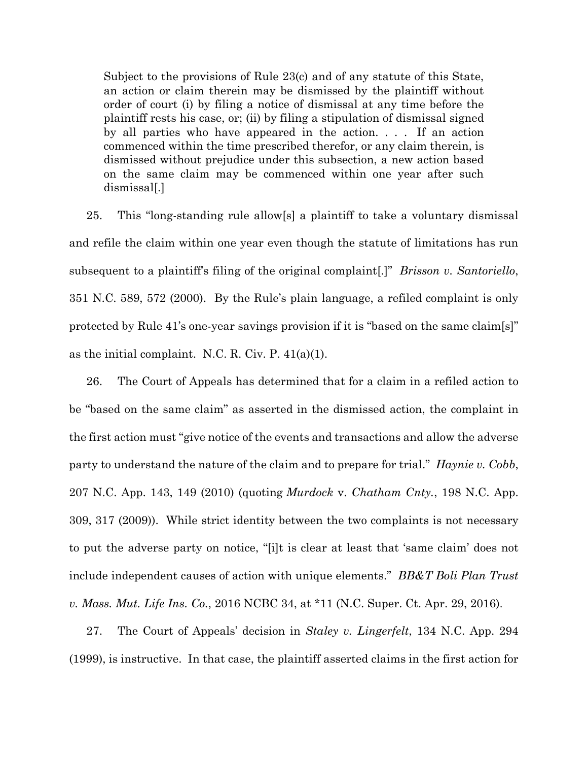> Subject to the provisions of Rule 23(c) and of any statute of this State, an action or claim therein may be dismissed by the plaintiff without order of court (i) by filing a notice of dismissal at any time before the plaintiff rests his case, or; (ii) by filing a stipulation of dismissal signed by all parties who have appeared in the action. . . . If an action commenced within the time prescribed therefor, or any claim therein, is dismissed without prejudice under this subsection, a new action based on the same claim may be commenced within one year after such dismissal[.]

25. This "long-standing rule allow[s] a plaintiff to take a voluntary dismissal and refile the claim within one year even though the statute of limitations has run subsequent to a plaintiff's filing of the original complaint[.]" *Brisson v. Santoriello*, 351 N.C. 589, 572 (2000). By the Rule's plain language, a refiled complaint is only protected by Rule 41's one-year savings provision if it is "based on the same claim[s]" as the initial complaint. N.C. R. Civ. P. 41(a)(1).

26. The Court of Appeals has determined that for a claim in a refiled action to be "based on the same claim" as asserted in the dismissed action, the complaint in the first action must "give notice of the events and transactions and allow the adverse party to understand the nature of the claim and to prepare for trial." *Haynie v. Cobb*, 207 N.C. App. 143, 149 (2010) (quoting *Murdock* v. *Chatham Cnty.*, 198 N.C. App. 309, 317 (2009)). While strict identity between the two complaints is not necessary to put the adverse party on notice, "[i]t is clear at least that 'same claim' does not include independent causes of action with unique elements." *BB&T Boli Plan Trust v. Mass. Mut. Life Ins. Co.*, 2016 NCBC 34, at *11 (N.C. Super. Ct. Apr. 29, 2016).

27. The Court of Appeals' decision in *Staley v. Lingerfelt*, 134 N.C. App. 294 (1999), is instructive. In that case, the plaintiff asserted claims in the first action for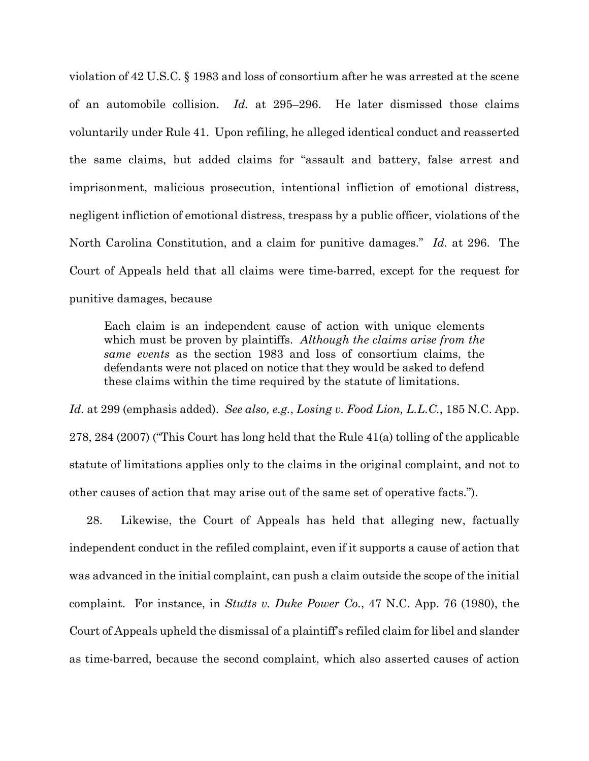violation of 42 U.S.C. § 1983 and loss of consortium after he was arrested at the scene of an automobile collision. *Id.* at 295–296. He later dismissed those claims voluntarily under Rule 41. Upon refiling, he alleged identical conduct and reasserted the same claims, but added claims for "assault and battery, false arrest and imprisonment, malicious prosecution, intentional infliction of emotional distress, negligent infliction of emotional distress, trespass by a public officer, violations of the North Carolina Constitution, and a claim for punitive damages." *Id.* at 296. The Court of Appeals held that all claims were time-barred, except for the request for punitive damages, because

> Each claim is an independent cause of action with unique elements which must be proven by plaintiffs. *Although the claims arise from the same events* as the section 1983 and loss of consortium claims, the defendants were not placed on notice that they would be asked to defend these claims within the time required by the statute of limitations.

*Id.* at 299 (emphasis added). *See also, e.g.*, *Losing v. Food Lion, L.L.C.*, 185 N.C. App. 278, 284 (2007) ("This Court has long held that the Rule 41(a) tolling of the applicable statute of limitations applies only to the claims in the original complaint, and not to other causes of action that may arise out of the same set of operative facts.").

28. Likewise, the Court of Appeals has held that alleging new, factually independent conduct in the refiled complaint, even if it supports a cause of action that was advanced in the initial complaint, can push a claim outside the scope of the initial complaint. For instance, in *Stutts v. Duke Power Co.*, 47 N.C. App. 76 (1980), the Court of Appeals upheld the dismissal of a plaintiff's refiled claim for libel and slander as time-barred, because the second complaint, which also asserted causes of action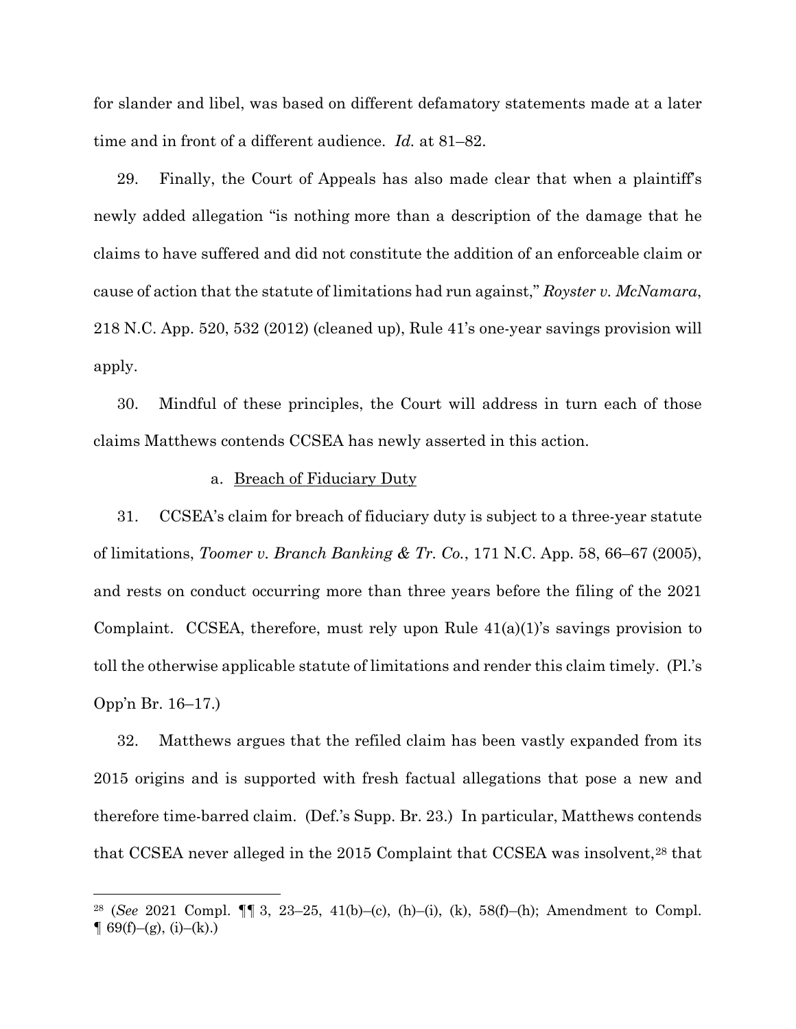for slander and libel, was based on different defamatory statements made at a later time and in front of a different audience. *Id.* at 81–82.

29. Finally, the Court of Appeals has also made clear that when a plaintiff's newly added allegation "is nothing more than a description of the damage that he claims to have suffered and did not constitute the addition of an enforceable claim or cause of action that the statute of limitations had run against," *Royster v. McNamara*, 218 N.C. App. 520, 532 (2012) (cleaned up), Rule 41's one-year savings provision will apply.

30. Mindful of these principles, the Court will address in turn each of those claims Matthews contends CCSEA has newly asserted in this action.

a. <u>Breach of Fiduciary Duty</u>

31. CCSEA's claim for breach of fiduciary duty is subject to a three-year statute of limitations, *Toomer v. Branch Banking & Tr. Co.*, 171 N.C. App. 58, 66–67 (2005), and rests on conduct occurring more than three years before the filing of the 2021 Complaint. CCSEA, therefore, must rely upon Rule 41(a)(1)'s savings provision to toll the otherwise applicable statute of limitations and render this claim timely. (Pl.'s Opp'n Br. 16–17.)

32. Matthews argues that the refiled claim has been vastly expanded from its 2015 origins and is supported with fresh factual allegations that pose a new and therefore time-barred claim. (Def.'s Supp. Br. 23.) In particular, Matthews contends that CCSEA never alleged in the 2015 Complaint that CCSEA was insolvent,[28] that

[28] (*See* 2021 Compl. ¶¶ 3, 23–25, 41(b)–(c), (h)–(i), (k), 58(f)–(h); Amendment to Compl. ¶ 69(f)–(g), (i)–(k).)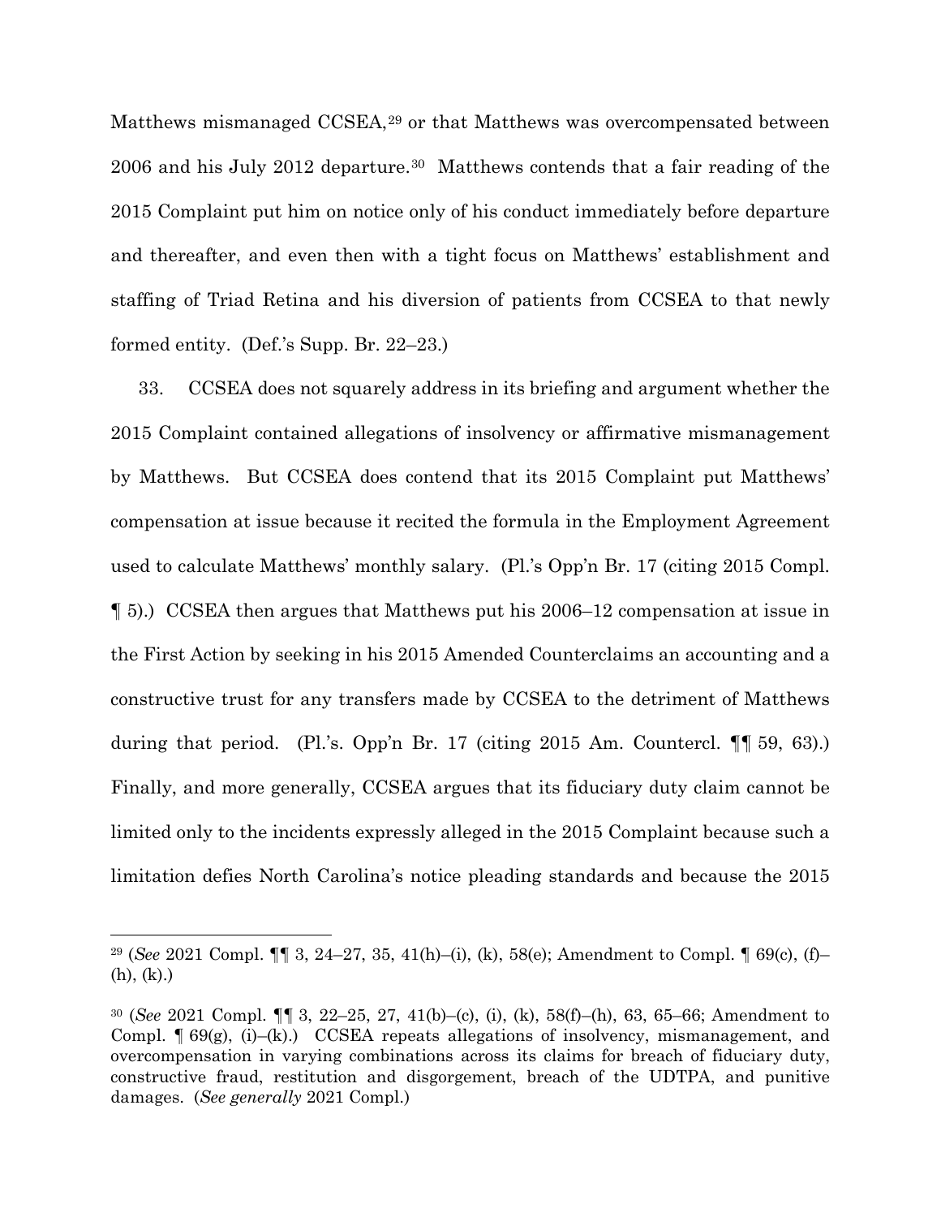Matthews mismanaged CCSEA,[29] or that Matthews was overcompensated between 2006 and his July 2012 departure.[30] Matthews contends that a fair reading of the 2015 Complaint put him on notice only of his conduct immediately before departure and thereafter, and even then with a tight focus on Matthews' establishment and staffing of Triad Retina and his diversion of patients from CCSEA to that newly formed entity. (Def.'s Supp. Br. 22–23.)

33. CCSEA does not squarely address in its briefing and argument whether the 2015 Complaint contained allegations of insolvency or affirmative mismanagement by Matthews. But CCSEA does contend that its 2015 Complaint put Matthews' compensation at issue because it recited the formula in the Employment Agreement used to calculate Matthews' monthly salary. (Pl.'s Opp'n Br. 17 (citing 2015 Compl. ¶ 5).) CCSEA then argues that Matthews put his 2006–12 compensation at issue in the First Action by seeking in his 2015 Amended Counterclaims an accounting and a constructive trust for any transfers made by CCSEA to the detriment of Matthews during that period. (Pl.'s. Opp'n Br. 17 (citing 2015 Am. Countercl. ¶¶ 59, 63).) Finally, and more generally, CCSEA argues that its fiduciary duty claim cannot be limited only to the incidents expressly alleged in the 2015 Complaint because such a limitation defies North Carolina's notice pleading standards and because the 2015

---

[29] (*See* 2021 Compl. ¶¶ 3, 24–27, 35, 41(h)–(i), (k), 58(e); Amendment to Compl. ¶ 69(c), (f)–(h), (k).)

[30] (*See* 2021 Compl. ¶¶ 3, 22–25, 27, 41(b)–(c), (i), (k), 58(f)–(h), 63, 65–66; Amendment to Compl. ¶ 69(g), (i)–(k).) CCSEA repeats allegations of insolvency, mismanagement, and overcompensation in varying combinations across its claims for breach of fiduciary duty, constructive fraud, restitution and disgorgement, breach of the UDTPA, and punitive damages. (*See generally* 2021 Compl.)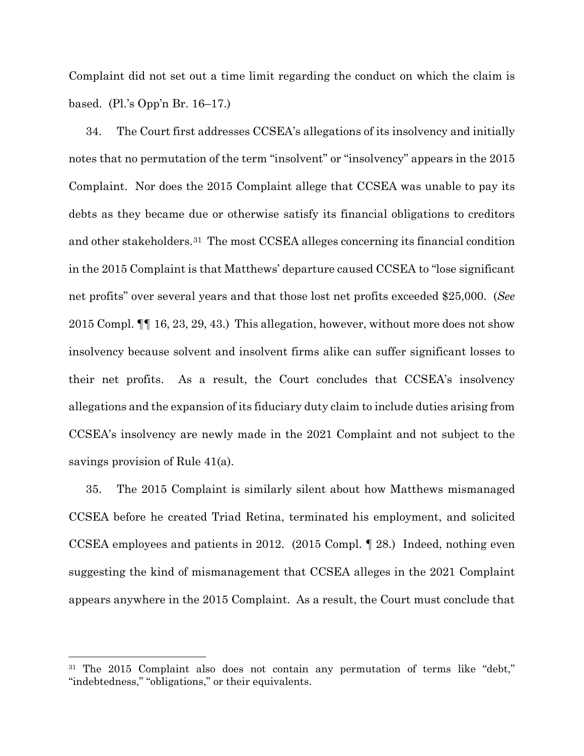Complaint did not set out a time limit regarding the conduct on which the claim is based. (Pl.'s Opp'n Br. 16–17.)

34. The Court first addresses CCSEA's allegations of its insolvency and initially notes that no permutation of the term "insolvent" or "insolvency" appears in the 2015 Complaint. Nor does the 2015 Complaint allege that CCSEA was unable to pay its debts as they became due or otherwise satisfy its financial obligations to creditors and other stakeholders.[31] The most CCSEA alleges concerning its financial condition in the 2015 Complaint is that Matthews' departure caused CCSEA to "lose significant net profits" over several years and that those lost net profits exceeded $25,000. (*See* 2015 Compl. ¶¶ 16, 23, 29, 43.) This allegation, however, without more does not show insolvency because solvent and insolvent firms alike can suffer significant losses to their net profits. As a result, the Court concludes that CCSEA's insolvency allegations and the expansion of its fiduciary duty claim to include duties arising from CCSEA's insolvency are newly made in the 2021 Complaint and not subject to the savings provision of Rule 41(a).

35. The 2015 Complaint is similarly silent about how Matthews mismanaged CCSEA before he created Triad Retina, terminated his employment, and solicited CCSEA employees and patients in 2012. (2015 Compl. ¶ 28.) Indeed, nothing even suggesting the kind of mismanagement that CCSEA alleges in the 2021 Complaint appears anywhere in the 2015 Complaint. As a result, the Court must conclude that

---

[31] The 2015 Complaint also does not contain any permutation of terms like "debt," "indebtedness," "obligations," or their equivalents.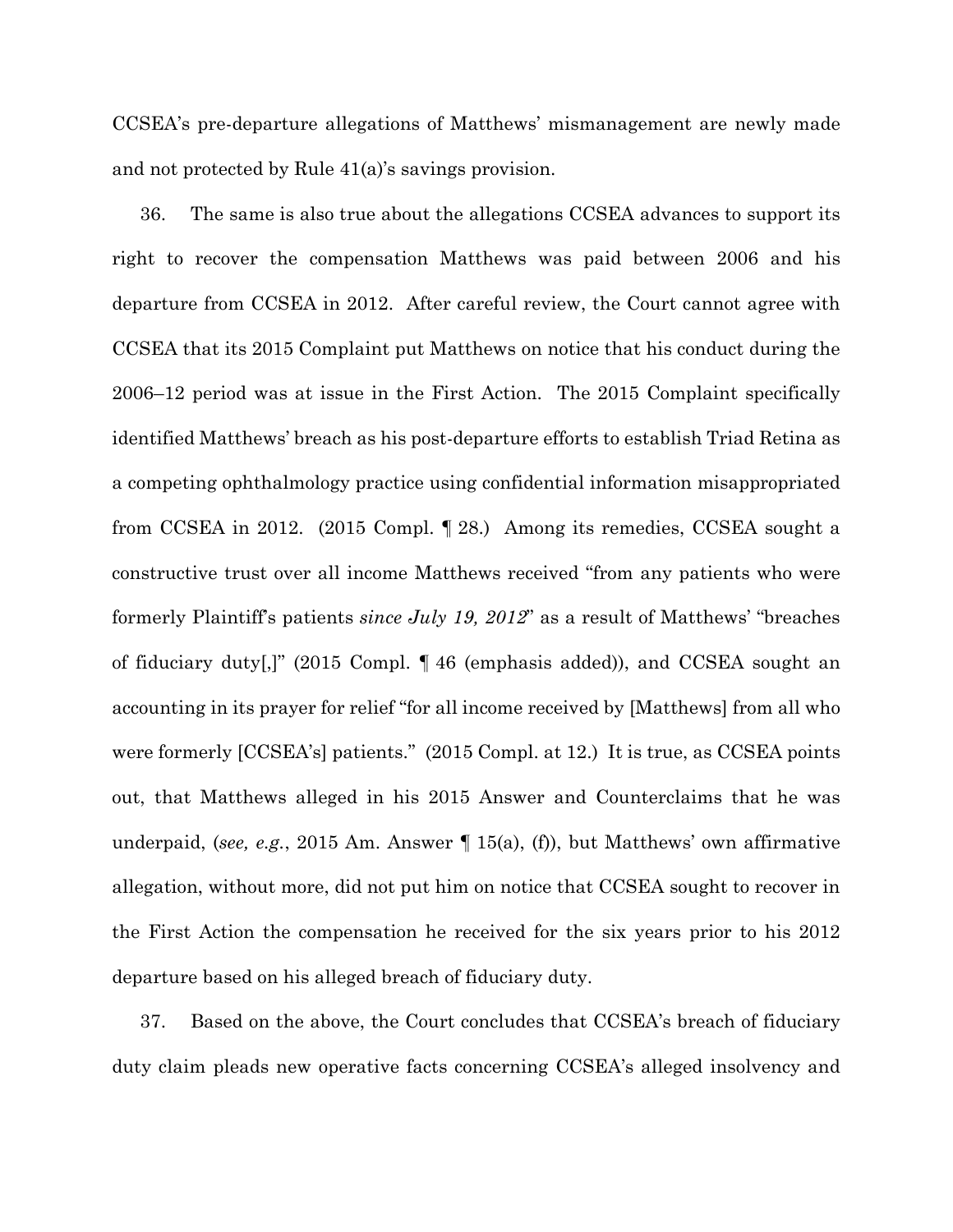CCSEA's pre-departure allegations of Matthews' mismanagement are newly made and not protected by Rule 41(a)'s savings provision.

36. The same is also true about the allegations CCSEA advances to support its right to recover the compensation Matthews was paid between 2006 and his departure from CCSEA in 2012. After careful review, the Court cannot agree with CCSEA that its 2015 Complaint put Matthews on notice that his conduct during the 2006–12 period was at issue in the First Action. The 2015 Complaint specifically identified Matthews' breach as his post-departure efforts to establish Triad Retina as a competing ophthalmology practice using confidential information misappropriated from CCSEA in 2012. (2015 Compl. ¶ 28.) Among its remedies, CCSEA sought a constructive trust over all income Matthews received "from any patients who were formerly Plaintiff's patients *since July 19, 2012*" as a result of Matthews' "breaches of fiduciary duty[,]" (2015 Compl. ¶ 46 (emphasis added)), and CCSEA sought an accounting in its prayer for relief "for all income received by [Matthews] from all who were formerly [CCSEA's] patients." (2015 Compl. at 12.) It is true, as CCSEA points out, that Matthews alleged in his 2015 Answer and Counterclaims that he was underpaid, (*see, e.g.*, 2015 Am. Answer ¶ 15(a), (f)), but Matthews' own affirmative allegation, without more, did not put him on notice that CCSEA sought to recover in the First Action the compensation he received for the six years prior to his 2012 departure based on his alleged breach of fiduciary duty.

37. Based on the above, the Court concludes that CCSEA's breach of fiduciary duty claim pleads new operative facts concerning CCSEA's alleged insolvency and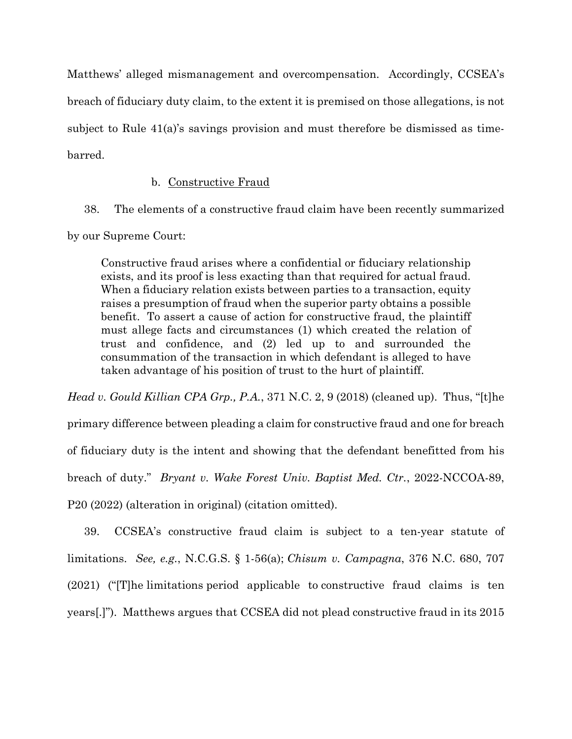Matthews' alleged mismanagement and overcompensation. Accordingly, CCSEA's breach of fiduciary duty claim, to the extent it is premised on those allegations, is not subject to Rule 41(a)'s savings provision and must therefore be dismissed as time-barred.

b. Constructive Fraud

38. The elements of a constructive fraud claim have been recently summarized by our Supreme Court:

> Constructive fraud arises where a confidential or fiduciary relationship exists, and its proof is less exacting than that required for actual fraud. When a fiduciary relation exists between parties to a transaction, equity raises a presumption of fraud when the superior party obtains a possible benefit. To assert a cause of action for constructive fraud, the plaintiff must allege facts and circumstances (1) which created the relation of trust and confidence, and (2) led up to and surrounded the consummation of the transaction in which defendant is alleged to have taken advantage of his position of trust to the hurt of plaintiff.

*Head v. Gould Killian CPA Grp., P.A.*, 371 N.C. 2, 9 (2018) (cleaned up). Thus, "[t]he primary difference between pleading a claim for constructive fraud and one for breach of fiduciary duty is the intent and showing that the defendant benefitted from his breach of duty." *Bryant v. Wake Forest Univ. Baptist Med. Ctr.*, 2022-NCCOA-89, P20 (2022) (alteration in original) (citation omitted).

39. CCSEA's constructive fraud claim is subject to a ten-year statute of limitations. *See, e.g.*, N.C.G.S. § 1-56(a); *Chisum v. Campagna*, 376 N.C. 680, 707 (2021) ("[T]he limitations period applicable to constructive fraud claims is ten years[.]"). Matthews argues that CCSEA did not plead constructive fraud in its 2015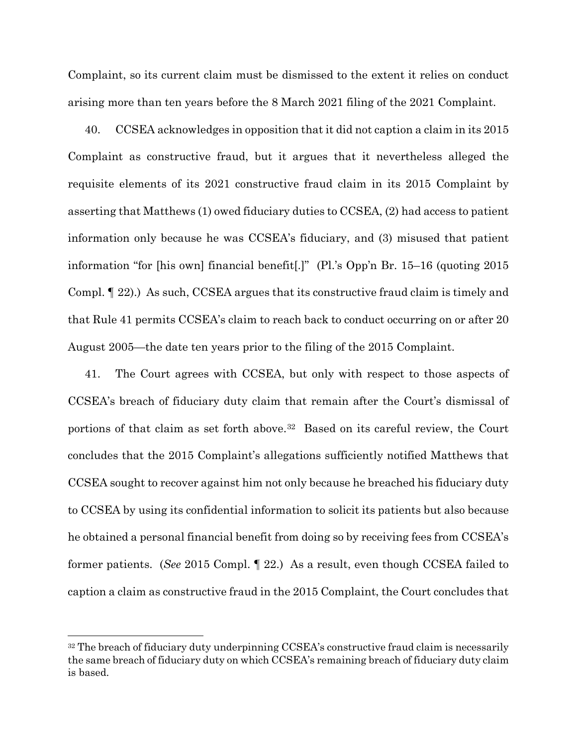Complaint, so its current claim must be dismissed to the extent it relies on conduct arising more than ten years before the 8 March 2021 filing of the 2021 Complaint.

40. CCSEA acknowledges in opposition that it did not caption a claim in its 2015 Complaint as constructive fraud, but it argues that it nevertheless alleged the requisite elements of its 2021 constructive fraud claim in its 2015 Complaint by asserting that Matthews (1) owed fiduciary duties to CCSEA, (2) had access to patient information only because he was CCSEA's fiduciary, and (3) misused that patient information "for [his own] financial benefit[.]" (Pl.'s Opp'n Br. 15–16 (quoting 2015 Compl. ¶ 22).) As such, CCSEA argues that its constructive fraud claim is timely and that Rule 41 permits CCSEA's claim to reach back to conduct occurring on or after 20 August 2005—the date ten years prior to the filing of the 2015 Complaint.

41. The Court agrees with CCSEA, but only with respect to those aspects of CCSEA's breach of fiduciary duty claim that remain after the Court's dismissal of portions of that claim as set forth above.[32] Based on its careful review, the Court concludes that the 2015 Complaint's allegations sufficiently notified Matthews that CCSEA sought to recover against him not only because he breached his fiduciary duty to CCSEA by using its confidential information to solicit its patients but also because he obtained a personal financial benefit from doing so by receiving fees from CCSEA's former patients. (*See* 2015 Compl. ¶ 22.) As a result, even though CCSEA failed to caption a claim as constructive fraud in the 2015 Complaint, the Court concludes that

[32] The breach of fiduciary duty underpinning CCSEA's constructive fraud claim is necessarily the same breach of fiduciary duty on which CCSEA's remaining breach of fiduciary duty claim is based.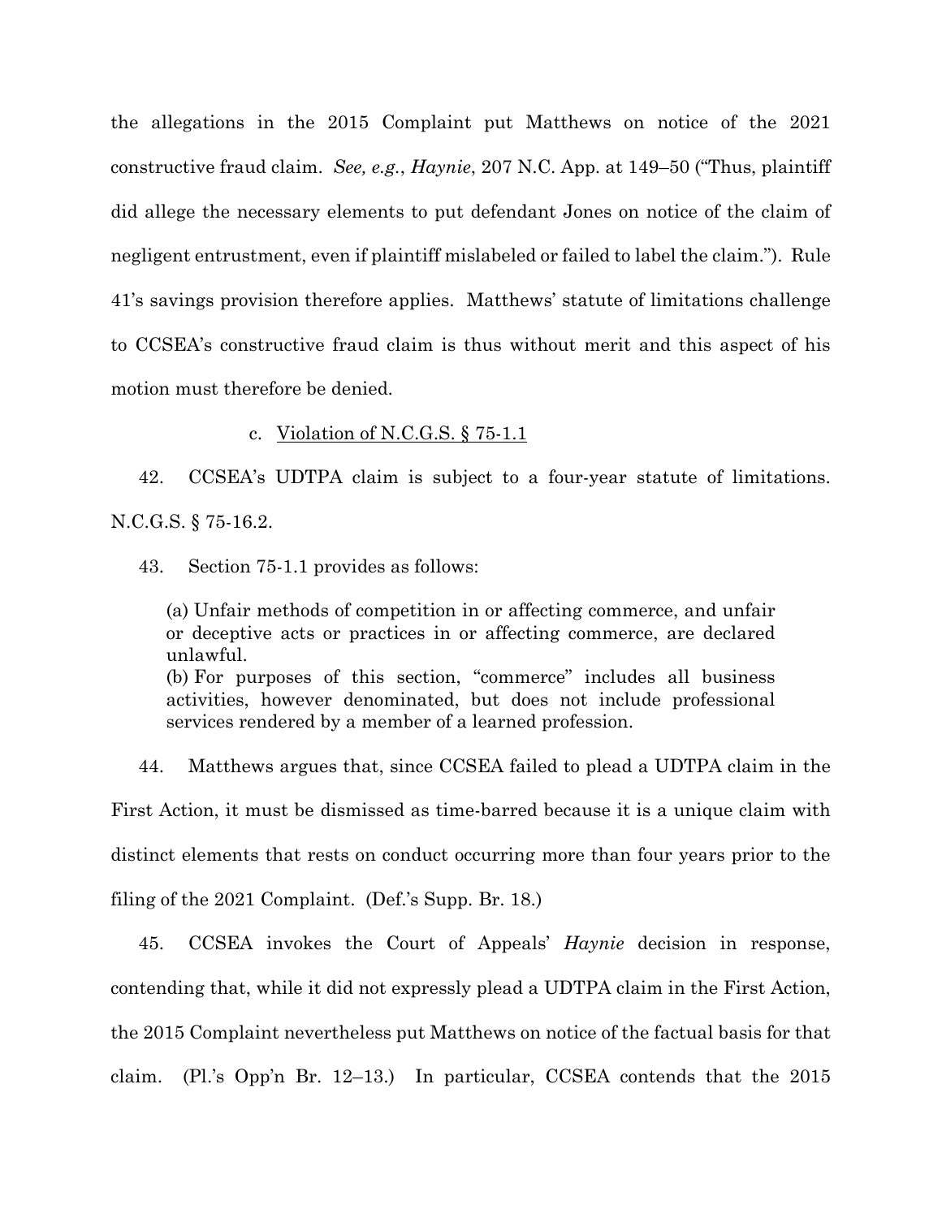the allegations in the 2015 Complaint put Matthews on notice of the 2021 constructive fraud claim. *See, e.g.*, *Haynie*, 207 N.C. App. at 149–50 ("Thus, plaintiff did allege the necessary elements to put defendant Jones on notice of the claim of negligent entrustment, even if plaintiff mislabeled or failed to label the claim."). Rule 41's savings provision therefore applies. Matthews' statute of limitations challenge to CCSEA's constructive fraud claim is thus without merit and this aspect of his motion must therefore be denied.

c. <u>Violation of N.C.G.S. § 75-1.1</u>

42. CCSEA's UDTPA claim is subject to a four-year statute of limitations. N.C.G.S. § 75-16.2.

43. Section 75-1.1 provides as follows:

> (a) Unfair methods of competition in or affecting commerce, and unfair or deceptive acts or practices in or affecting commerce, are declared unlawful.
> (b) For purposes of this section, "commerce" includes all business activities, however denominated, but does not include professional services rendered by a member of a learned profession.

44. Matthews argues that, since CCSEA failed to plead a UDTPA claim in the First Action, it must be dismissed as time-barred because it is a unique claim with distinct elements that rests on conduct occurring more than four years prior to the filing of the 2021 Complaint. (Def.'s Supp. Br. 18.)

45. CCSEA invokes the Court of Appeals' *Haynie* decision in response, contending that, while it did not expressly plead a UDTPA claim in the First Action, the 2015 Complaint nevertheless put Matthews on notice of the factual basis for that claim. (Pl.'s Opp'n Br. 12–13.) In particular, CCSEA contends that the 2015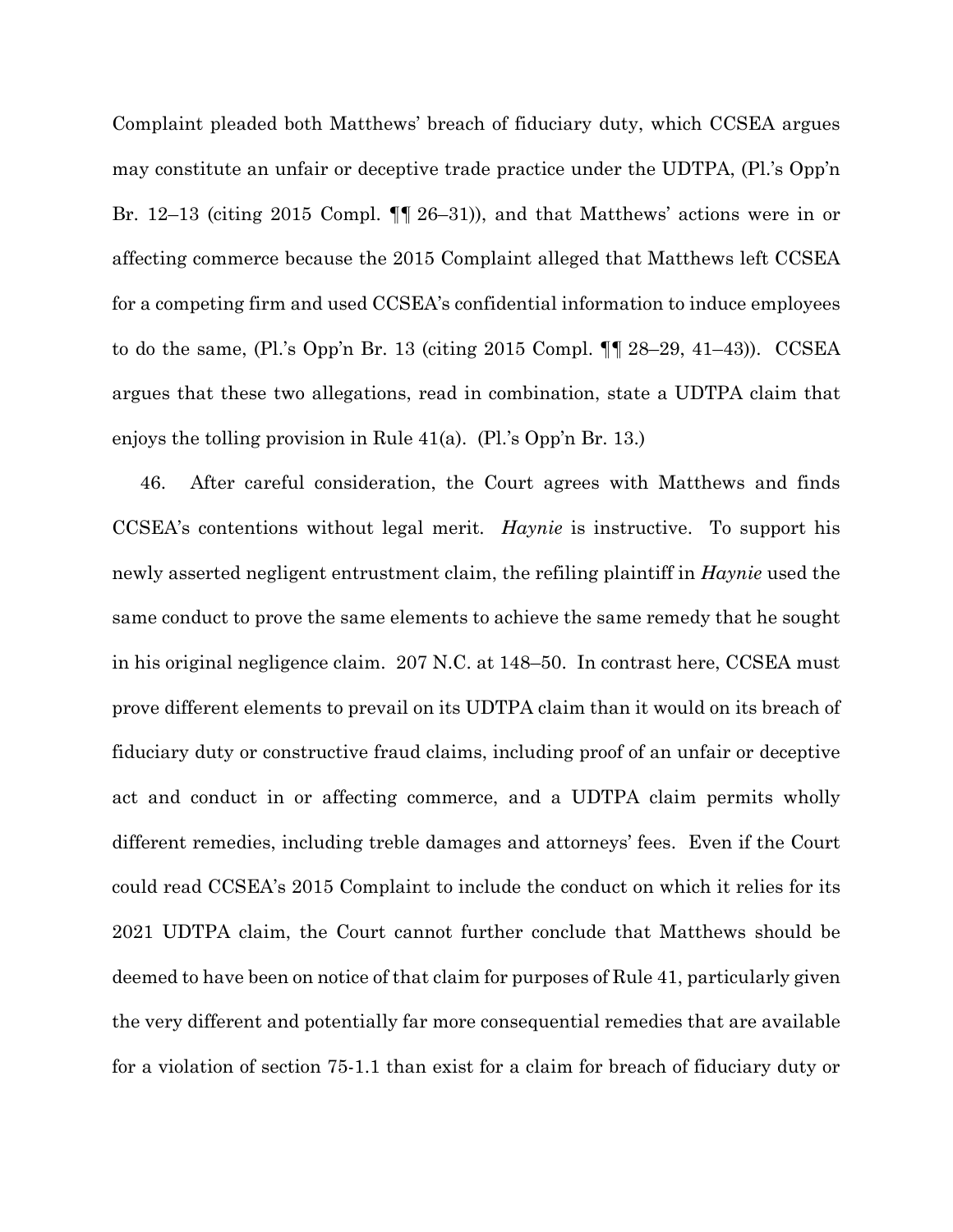Complaint pleaded both Matthews' breach of fiduciary duty, which CCSEA argues may constitute an unfair or deceptive trade practice under the UDTPA, (Pl.'s Opp'n Br. 12–13 (citing 2015 Compl. ¶¶ 26–31)), and that Matthews' actions were in or affecting commerce because the 2015 Complaint alleged that Matthews left CCSEA for a competing firm and used CCSEA's confidential information to induce employees to do the same, (Pl.'s Opp'n Br. 13 (citing 2015 Compl. ¶¶ 28–29, 41–43)). CCSEA argues that these two allegations, read in combination, state a UDTPA claim that enjoys the tolling provision in Rule 41(a). (Pl.'s Opp'n Br. 13.)

46. After careful consideration, the Court agrees with Matthews and finds CCSEA's contentions without legal merit. *Haynie* is instructive. To support his newly asserted negligent entrustment claim, the refiling plaintiff in *Haynie* used the same conduct to prove the same elements to achieve the same remedy that he sought in his original negligence claim. 207 N.C. at 148–50. In contrast here, CCSEA must prove different elements to prevail on its UDTPA claim than it would on its breach of fiduciary duty or constructive fraud claims, including proof of an unfair or deceptive act and conduct in or affecting commerce, and a UDTPA claim permits wholly different remedies, including treble damages and attorneys' fees. Even if the Court could read CCSEA's 2015 Complaint to include the conduct on which it relies for its 2021 UDTPA claim, the Court cannot further conclude that Matthews should be deemed to have been on notice of that claim for purposes of Rule 41, particularly given the very different and potentially far more consequential remedies that are available for a violation of section 75-1.1 than exist for a claim for breach of fiduciary duty or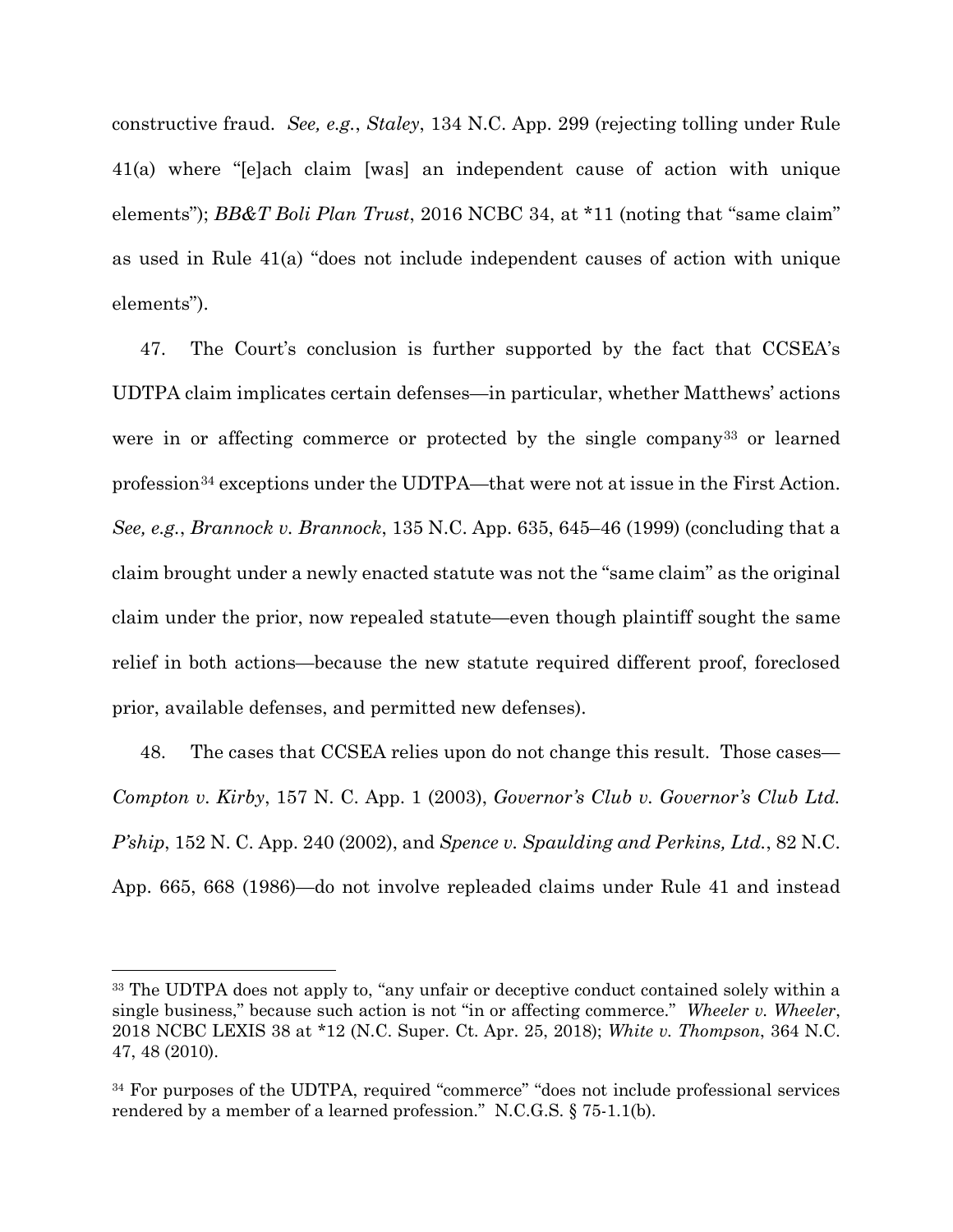constructive fraud. *See, e.g.*, *Staley*, 134 N.C. App. 299 (rejecting tolling under Rule 41(a) where "[e]ach claim [was] an independent cause of action with unique elements"); *BB&T Boli Plan Trust*, 2016 NCBC 34, at *11 (noting that "same claim" as used in Rule 41(a) "does not include independent causes of action with unique elements").

47. The Court's conclusion is further supported by the fact that CCSEA's UDTPA claim implicates certain defenses—in particular, whether Matthews' actions were in or affecting commerce or protected by the single company[33] or learned profession[34] exceptions under the UDTPA—that were not at issue in the First Action. *See, e.g.*, *Brannock v. Brannock*, 135 N.C. App. 635, 645–46 (1999) (concluding that a claim brought under a newly enacted statute was not the "same claim" as the original claim under the prior, now repealed statute—even though plaintiff sought the same relief in both actions—because the new statute required different proof, foreclosed prior, available defenses, and permitted new defenses).

48. The cases that CCSEA relies upon do not change this result. Those cases—*Compton v. Kirby*, 157 N. C. App. 1 (2003), *Governor's Club v. Governor's Club Ltd. P'ship*, 152 N. C. App. 240 (2002), and *Spence v. Spaulding and Perkins, Ltd.*, 82 N.C. App. 665, 668 (1986)—do not involve repleaded claims under Rule 41 and instead

---

[33] The UDTPA does not apply to, "any unfair or deceptive conduct contained solely within a single business," because such action is not "in or affecting commerce." *Wheeler v. Wheeler*, 2018 NCBC LEXIS 38 at *12 (N.C. Super. Ct. Apr. 25, 2018); *White v. Thompson*, 364 N.C. 47, 48 (2010).

[34] For purposes of the UDTPA, required "commerce" "does not include professional services rendered by a member of a learned profession." N.C.G.S. § 75-1.1(b).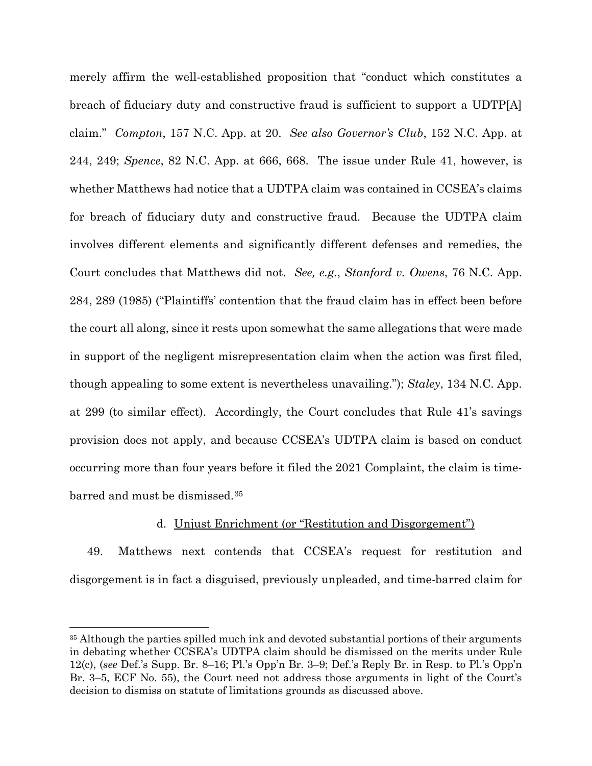merely affirm the well-established proposition that "conduct which constitutes a breach of fiduciary duty and constructive fraud is sufficient to support a UDTP[A] claim." *Compton*, 157 N.C. App. at 20. *See also Governor's Club*, 152 N.C. App. at 244, 249; *Spence*, 82 N.C. App. at 666, 668. The issue under Rule 41, however, is whether Matthews had notice that a UDTPA claim was contained in CCSEA's claims for breach of fiduciary duty and constructive fraud. Because the UDTPA claim involves different elements and significantly different defenses and remedies, the Court concludes that Matthews did not. *See, e.g.*, *Stanford v. Owens*, 76 N.C. App. 284, 289 (1985) ("Plaintiffs' contention that the fraud claim has in effect been before the court all along, since it rests upon somewhat the same allegations that were made in support of the negligent misrepresentation claim when the action was first filed, though appealing to some extent is nevertheless unavailing."); *Staley*, 134 N.C. App. at 299 (to similar effect). Accordingly, the Court concludes that Rule 41's savings provision does not apply, and because CCSEA's UDTPA claim is based on conduct occurring more than four years before it filed the 2021 Complaint, the claim is time-barred and must be dismissed.[35]

d. Unjust Enrichment (or "Restitution and Disgorgement")

49. Matthews next contends that CCSEA's request for restitution and disgorgement is in fact a disguised, previously unpleaded, and time-barred claim for

[35] Although the parties spilled much ink and devoted substantial portions of their arguments in debating whether CCSEA's UDTPA claim should be dismissed on the merits under Rule 12(c), (*see* Def.'s Supp. Br. 8–16; Pl.'s Opp'n Br. 3–9; Def.'s Reply Br. in Resp. to Pl.'s Opp'n Br. 3–5, ECF No. 55), the Court need not address those arguments in light of the Court's decision to dismiss on statute of limitations grounds as discussed above.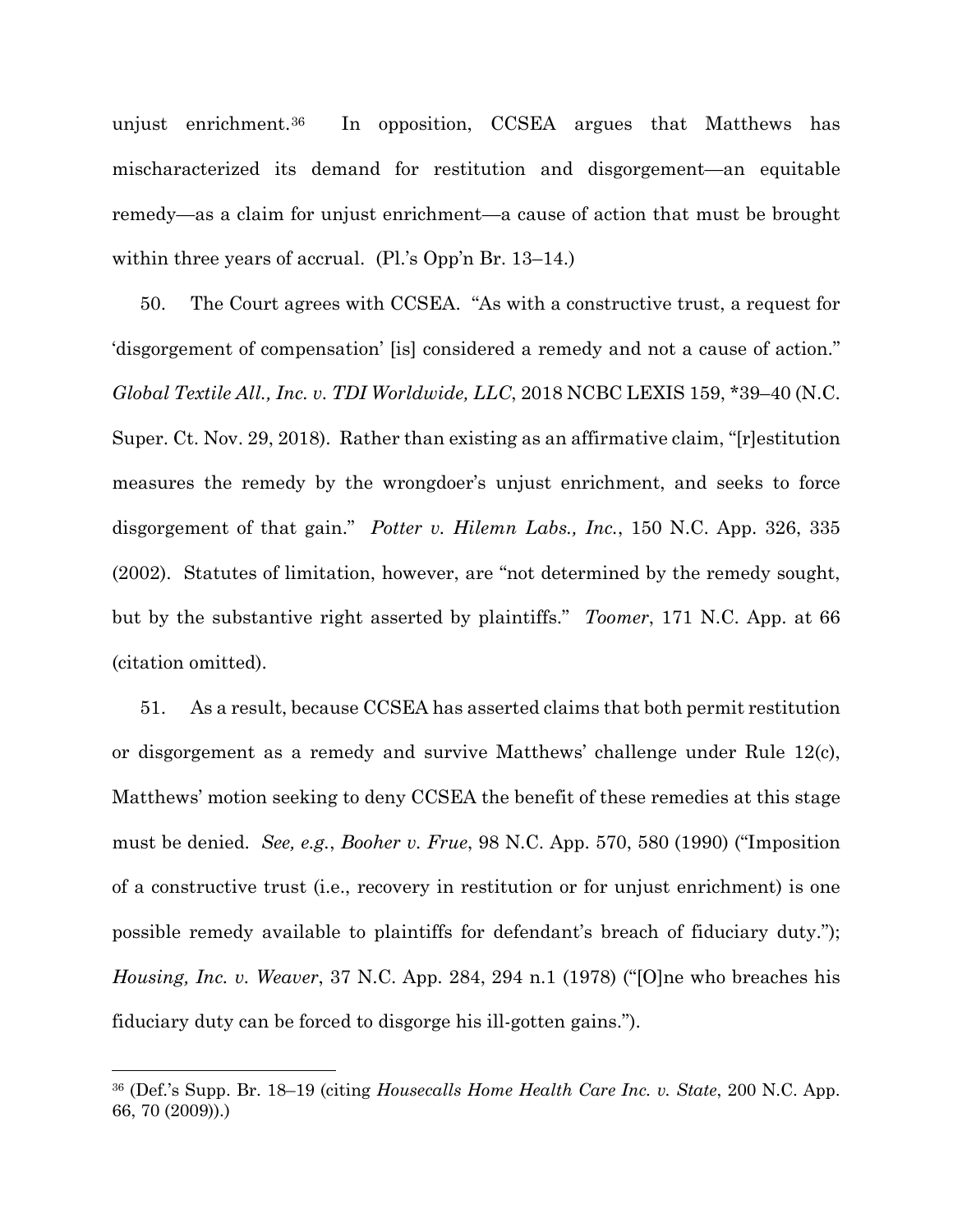unjust enrichment.[36] In opposition, CCSEA argues that Matthews has mischaracterized its demand for restitution and disgorgement—an equitable remedy—as a claim for unjust enrichment—a cause of action that must be brought within three years of accrual. (Pl.'s Opp'n Br. 13–14.)

50. The Court agrees with CCSEA. "As with a constructive trust, a request for 'disgorgement of compensation' [is] considered a remedy and not a cause of action." *Global Textile All., Inc. v. TDI Worldwide, LLC*, 2018 NCBC LEXIS 159, *39–40 (N.C. Super. Ct. Nov. 29, 2018). Rather than existing as an affirmative claim, "[r]estitution measures the remedy by the wrongdoer's unjust enrichment, and seeks to force disgorgement of that gain." *Potter v. Hilemn Labs., Inc.*, 150 N.C. App. 326, 335 (2002). Statutes of limitation, however, are "not determined by the remedy sought, but by the substantive right asserted by plaintiffs." *Toomer*, 171 N.C. App. at 66 (citation omitted).

51. As a result, because CCSEA has asserted claims that both permit restitution or disgorgement as a remedy and survive Matthews' challenge under Rule 12(c), Matthews' motion seeking to deny CCSEA the benefit of these remedies at this stage must be denied. *See, e.g.*, *Booher v. Frue*, 98 N.C. App. 570, 580 (1990) ("Imposition of a constructive trust (i.e., recovery in restitution or for unjust enrichment) is one possible remedy available to plaintiffs for defendant's breach of fiduciary duty."); *Housing, Inc. v. Weaver*, 37 N.C. App. 284, 294 n.1 (1978) ("[O]ne who breaches his fiduciary duty can be forced to disgorge his ill-gotten gains.").

---

[36] (Def.'s Supp. Br. 18–19 (citing *Housecalls Home Health Care Inc. v. State*, 200 N.C. App. 66, 70 (2009)).)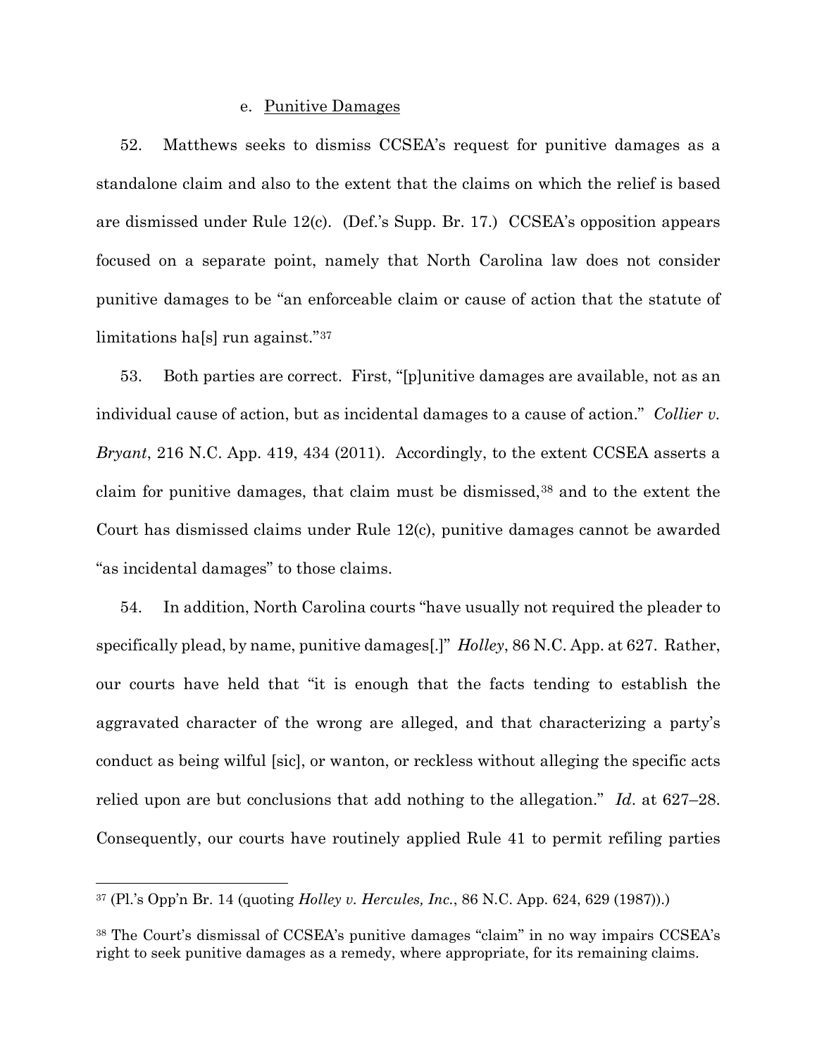e. Punitive Damages

52. Matthews seeks to dismiss CCSEA's request for punitive damages as a standalone claim and also to the extent that the claims on which the relief is based are dismissed under Rule 12(c). (Def.'s Supp. Br. 17.) CCSEA's opposition appears focused on a separate point, namely that North Carolina law does not consider punitive damages to be "an enforceable claim or cause of action that the statute of limitations ha[s] run against."[37]

53. Both parties are correct. First, "[p]unitive damages are available, not as an individual cause of action, but as incidental damages to a cause of action." *Collier v. Bryant*, 216 N.C. App. 419, 434 (2011). Accordingly, to the extent CCSEA asserts a claim for punitive damages, that claim must be dismissed,[38] and to the extent the Court has dismissed claims under Rule 12(c), punitive damages cannot be awarded "as incidental damages" to those claims.

54. In addition, North Carolina courts "have usually not required the pleader to specifically plead, by name, punitive damages[.]" *Holley*, 86 N.C. App. at 627. Rather, our courts have held that "it is enough that the facts tending to establish the aggravated character of the wrong are alleged, and that characterizing a party's conduct as being wilful [sic], or wanton, or reckless without alleging the specific acts relied upon are but conclusions that add nothing to the allegation." *Id*. at 627–28. Consequently, our courts have routinely applied Rule 41 to permit refiling parties

---

[37] (Pl.'s Opp'n Br. 14 (quoting *Holley v. Hercules, Inc.*, 86 N.C. App. 624, 629 (1987)).)

[38] The Court's dismissal of CCSEA's punitive damages "claim" in no way impairs CCSEA's right to seek punitive damages as a remedy, where appropriate, for its remaining claims.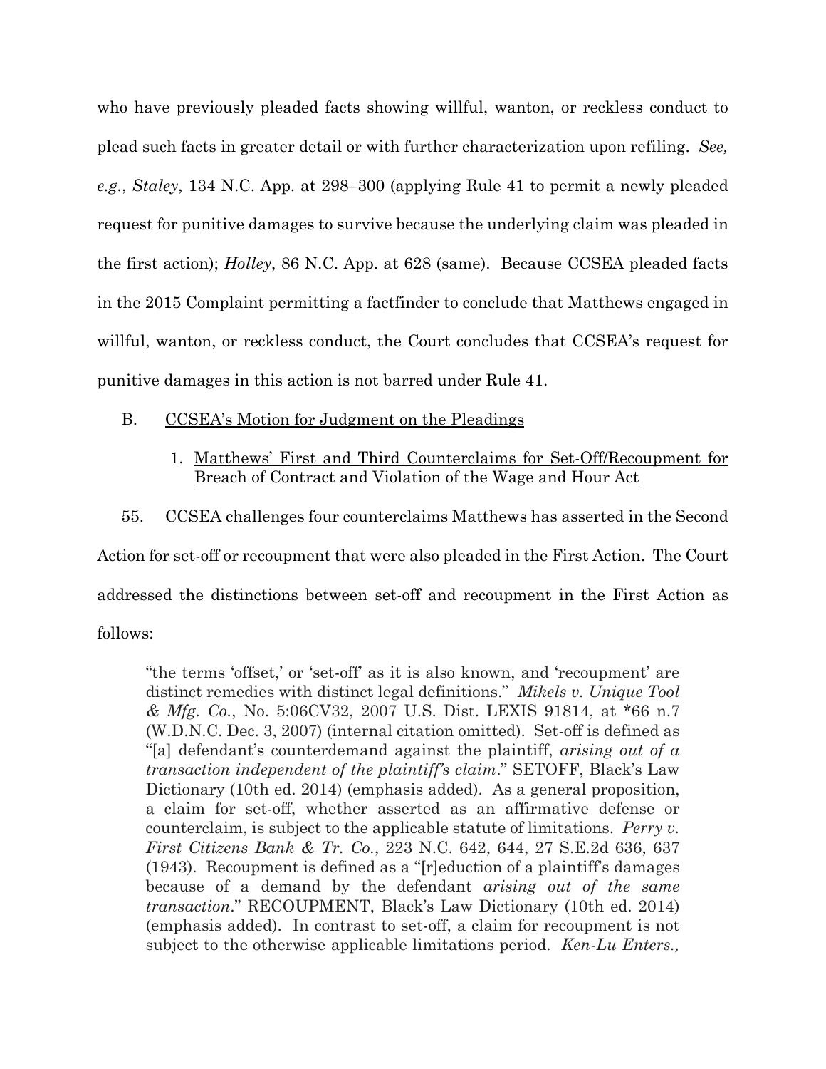who have previously pleaded facts showing willful, wanton, or reckless conduct to plead such facts in greater detail or with further characterization upon refiling. *See, e.g.*, *Staley*, 134 N.C. App. at 298–300 (applying Rule 41 to permit a newly pleaded request for punitive damages to survive because the underlying claim was pleaded in the first action); *Holley*, 86 N.C. App. at 628 (same). Because CCSEA pleaded facts in the 2015 Complaint permitting a factfinder to conclude that Matthews engaged in willful, wanton, or reckless conduct, the Court concludes that CCSEA's request for punitive damages in this action is not barred under Rule 41.

B. <u>CCSEA's Motion for Judgment on the Pleadings</u>

1. <u>Matthews' First and Third Counterclaims for Set-Off/Recoupment for Breach of Contract and Violation of the Wage and Hour Act</u>

55. CCSEA challenges four counterclaims Matthews has asserted in the Second Action for set-off or recoupment that were also pleaded in the First Action. The Court addressed the distinctions between set-off and recoupment in the First Action as follows:

> "the terms 'offset,' or 'set-off' as it is also known, and 'recoupment' are distinct remedies with distinct legal definitions." *Mikels v. Unique Tool & Mfg. Co.*, No. 5:06CV32, 2007 U.S. Dist. LEXIS 91814, at *66 n.7 (W.D.N.C. Dec. 3, 2007) (internal citation omitted). Set-off is defined as "[a] defendant's counterdemand against the plaintiff, *arising out of a transaction independent of the plaintiff's claim*." SETOFF, Black's Law Dictionary (10th ed. 2014) (emphasis added). As a general proposition, a claim for set-off, whether asserted as an affirmative defense or counterclaim, is subject to the applicable statute of limitations. *Perry v. First Citizens Bank & Tr. Co.*, 223 N.C. 642, 644, 27 S.E.2d 636, 637 (1943). Recoupment is defined as a "[r]eduction of a plaintiff's damages because of a demand by the defendant *arising out of the same transaction*." RECOUPMENT, Black's Law Dictionary (10th ed. 2014) (emphasis added). In contrast to set-off, a claim for recoupment is not subject to the otherwise applicable limitations period. *Ken-Lu Enters.,*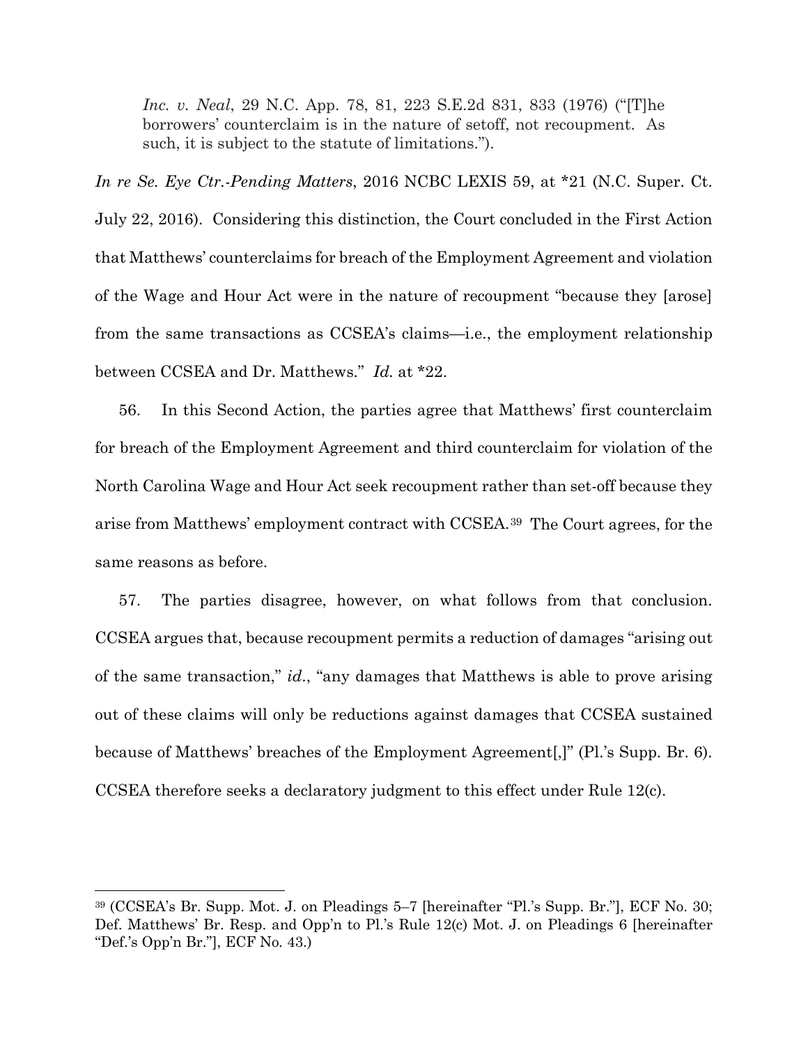> *Inc. v. Neal*, 29 N.C. App. 78, 81, 223 S.E.2d 831, 833 (1976) ("[T]he borrowers' counterclaim is in the nature of setoff, not recoupment. As such, it is subject to the statute of limitations.").

*In re Se. Eye Ctr.-Pending Matters*, 2016 NCBC LEXIS 59, at *21 (N.C. Super. Ct. July 22, 2016). Considering this distinction, the Court concluded in the First Action that Matthews' counterclaims for breach of the Employment Agreement and violation of the Wage and Hour Act were in the nature of recoupment "because they [arose] from the same transactions as CCSEA's claims—i.e., the employment relationship between CCSEA and Dr. Matthews." *Id.* at *22.

56. In this Second Action, the parties agree that Matthews' first counterclaim for breach of the Employment Agreement and third counterclaim for violation of the North Carolina Wage and Hour Act seek recoupment rather than set-off because they arise from Matthews' employment contract with CCSEA.[39] The Court agrees, for the same reasons as before.

57. The parties disagree, however, on what follows from that conclusion. CCSEA argues that, because recoupment permits a reduction of damages "arising out of the same transaction," *id.*, "any damages that Matthews is able to prove arising out of these claims will only be reductions against damages that CCSEA sustained because of Matthews' breaches of the Employment Agreement[,]" (Pl.'s Supp. Br. 6). CCSEA therefore seeks a declaratory judgment to this effect under Rule 12(c).

---

[39] (CCSEA's Br. Supp. Mot. J. on Pleadings 5–7 [hereinafter "Pl.'s Supp. Br."], ECF No. 30; Def. Matthews' Br. Resp. and Opp'n to Pl.'s Rule 12(c) Mot. J. on Pleadings 6 [hereinafter "Def.'s Opp'n Br."], ECF No. 43.)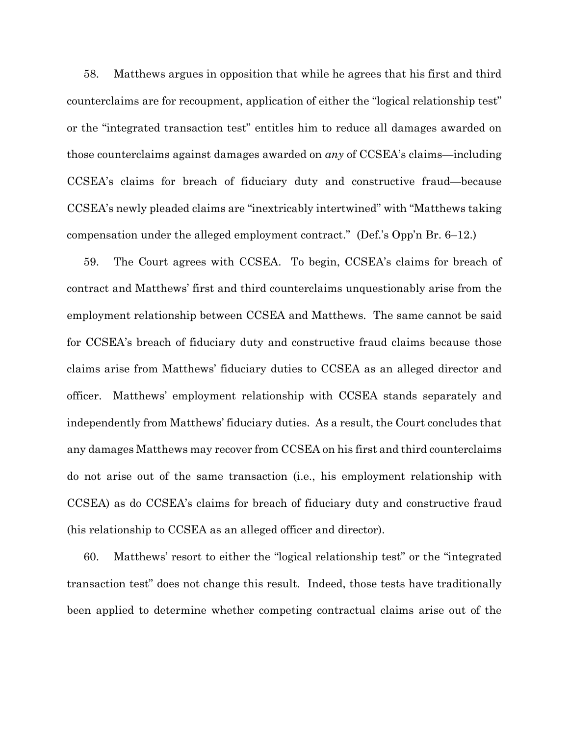58. Matthews argues in opposition that while he agrees that his first and third counterclaims are for recoupment, application of either the "logical relationship test" or the "integrated transaction test" entitles him to reduce all damages awarded on those counterclaims against damages awarded on *any* of CCSEA's claims—including CCSEA's claims for breach of fiduciary duty and constructive fraud—because CCSEA's newly pleaded claims are "inextricably intertwined" with "Matthews taking compensation under the alleged employment contract." (Def.'s Opp'n Br. 6–12.)

59. The Court agrees with CCSEA. To begin, CCSEA's claims for breach of contract and Matthews' first and third counterclaims unquestionably arise from the employment relationship between CCSEA and Matthews. The same cannot be said for CCSEA's breach of fiduciary duty and constructive fraud claims because those claims arise from Matthews' fiduciary duties to CCSEA as an alleged director and officer. Matthews' employment relationship with CCSEA stands separately and independently from Matthews' fiduciary duties. As a result, the Court concludes that any damages Matthews may recover from CCSEA on his first and third counterclaims do not arise out of the same transaction (i.e., his employment relationship with CCSEA) as do CCSEA's claims for breach of fiduciary duty and constructive fraud (his relationship to CCSEA as an alleged officer and director).

60. Matthews' resort to either the "logical relationship test" or the "integrated transaction test" does not change this result. Indeed, those tests have traditionally been applied to determine whether competing contractual claims arise out of the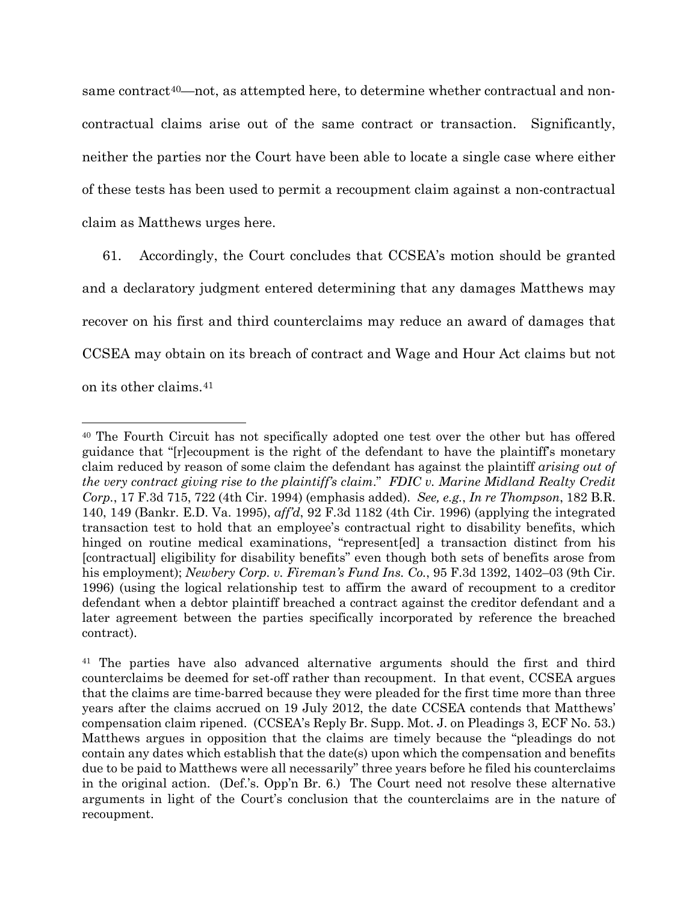same contract[40]—not, as attempted here, to determine whether contractual and non-contractual claims arise out of the same contract or transaction. Significantly, neither the parties nor the Court have been able to locate a single case where either of these tests has been used to permit a recoupment claim against a non-contractual claim as Matthews urges here.

61. Accordingly, the Court concludes that CCSEA's motion should be granted and a declaratory judgment entered determining that any damages Matthews may recover on his first and third counterclaims may reduce an award of damages that CCSEA may obtain on its breach of contract and Wage and Hour Act claims but not on its other claims.[41]

---

[40] The Fourth Circuit has not specifically adopted one test over the other but has offered guidance that "[r]ecoupment is the right of the defendant to have the plaintiff's monetary claim reduced by reason of some claim the defendant has against the plaintiff *arising out of the very contract giving rise to the plaintiff's claim*." *FDIC v. Marine Midland Realty Credit Corp.*, 17 F.3d 715, 722 (4th Cir. 1994) (emphasis added). *See, e.g.*, *In re Thompson*, 182 B.R. 140, 149 (Bankr. E.D. Va. 1995), *aff'd*, 92 F.3d 1182 (4th Cir. 1996) (applying the integrated transaction test to hold that an employee's contractual right to disability benefits, which hinged on routine medical examinations, "represent[ed] a transaction distinct from his [contractual] eligibility for disability benefits" even though both sets of benefits arose from his employment); *Newbery Corp. v. Fireman's Fund Ins. Co.*, 95 F.3d 1392, 1402–03 (9th Cir. 1996) (using the logical relationship test to affirm the award of recoupment to a creditor defendant when a debtor plaintiff breached a contract against the creditor defendant and a later agreement between the parties specifically incorporated by reference the breached contract).

[41] The parties have also advanced alternative arguments should the first and third counterclaims be deemed for set-off rather than recoupment. In that event, CCSEA argues that the claims are time-barred because they were pleaded for the first time more than three years after the claims accrued on 19 July 2012, the date CCSEA contends that Matthews' compensation claim ripened. (CCSEA's Reply Br. Supp. Mot. J. on Pleadings 3, ECF No. 53.) Matthews argues in opposition that the claims are timely because the "pleadings do not contain any dates which establish that the date(s) upon which the compensation and benefits due to be paid to Matthews were all necessarily" three years before he filed his counterclaims in the original action. (Def.'s. Opp'n Br. 6.) The Court need not resolve these alternative arguments in light of the Court's conclusion that the counterclaims are in the nature of recoupment.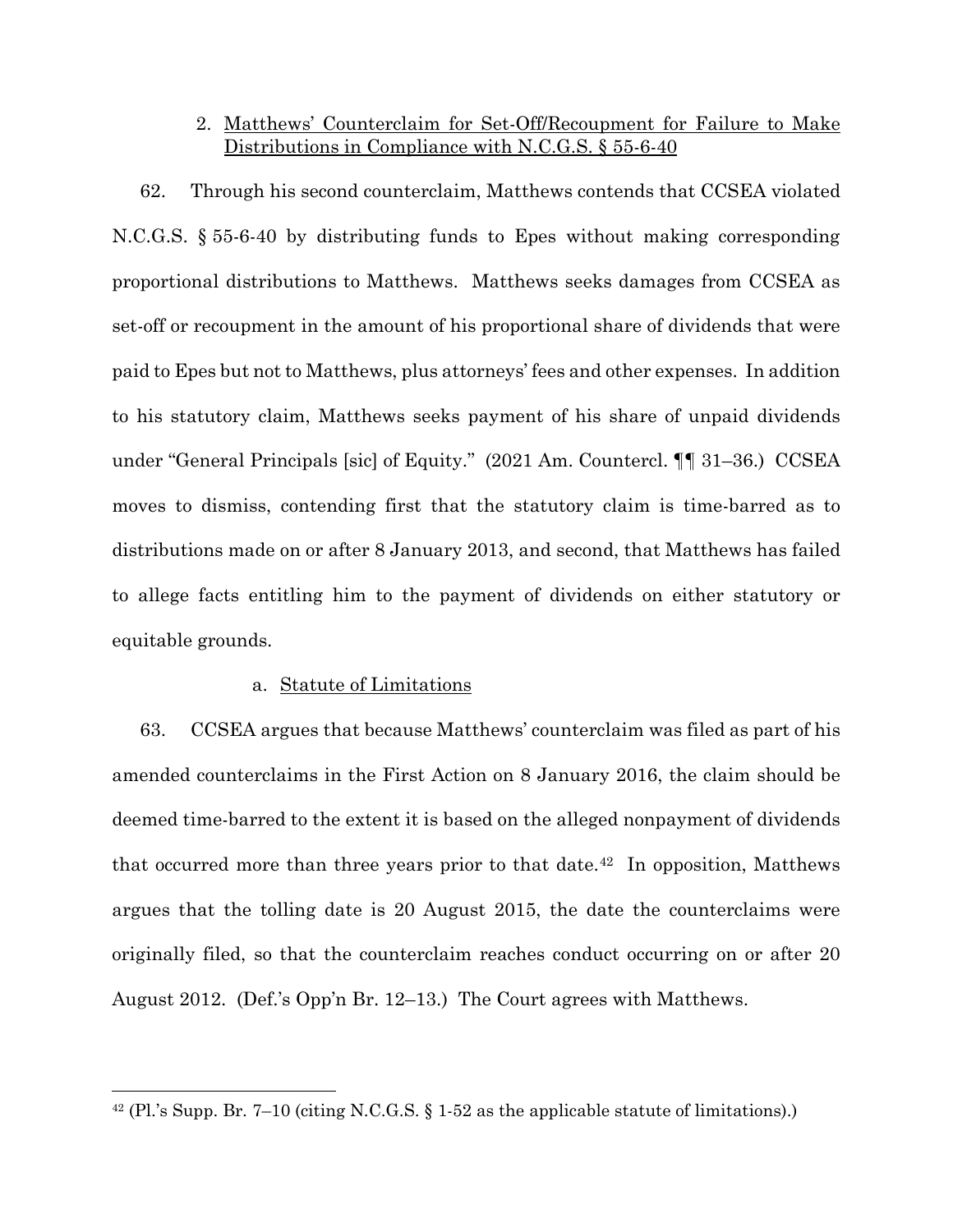2. Matthews' Counterclaim for Set-Off/Recoupment for Failure to Make Distributions in Compliance with N.C.G.S. § 55-6-40

62. Through his second counterclaim, Matthews contends that CCSEA violated N.C.G.S. § 55-6-40 by distributing funds to Epes without making corresponding proportional distributions to Matthews. Matthews seeks damages from CCSEA as set-off or recoupment in the amount of his proportional share of dividends that were paid to Epes but not to Matthews, plus attorneys' fees and other expenses. In addition to his statutory claim, Matthews seeks payment of his share of unpaid dividends under "General Principals [sic] of Equity." (2021 Am. Countercl. ¶¶ 31–36.) CCSEA moves to dismiss, contending first that the statutory claim is time-barred as to distributions made on or after 8 January 2013, and second, that Matthews has failed to allege facts entitling him to the payment of dividends on either statutory or equitable grounds.

a. Statute of Limitations

63. CCSEA argues that because Matthews' counterclaim was filed as part of his amended counterclaims in the First Action on 8 January 2016, the claim should be deemed time-barred to the extent it is based on the alleged nonpayment of dividends that occurred more than three years prior to that date.[42] In opposition, Matthews argues that the tolling date is 20 August 2015, the date the counterclaims were originally filed, so that the counterclaim reaches conduct occurring on or after 20 August 2012. (Def.'s Opp'n Br. 12–13.) The Court agrees with Matthews.

[42] (Pl.'s Supp. Br. 7–10 (citing N.C.G.S. § 1-52 as the applicable statute of limitations).)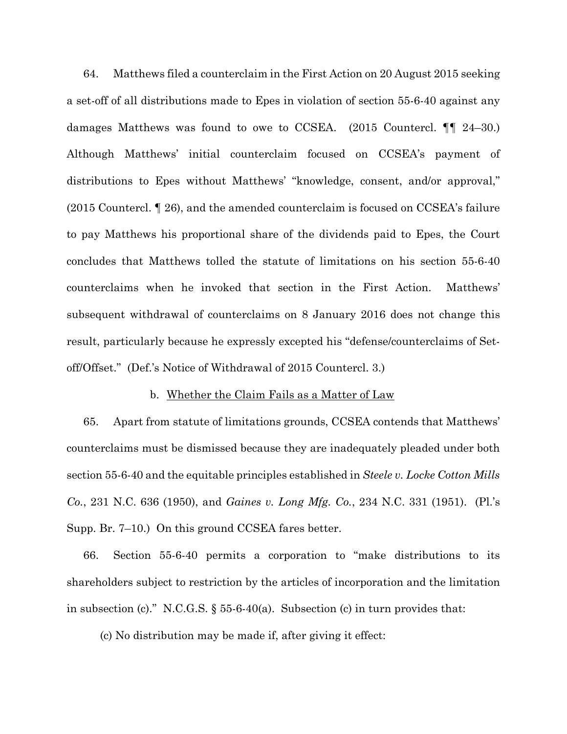64. Matthews filed a counterclaim in the First Action on 20 August 2015 seeking a set-off of all distributions made to Epes in violation of section 55-6-40 against any damages Matthews was found to owe to CCSEA. (2015 Countercl. ¶¶ 24–30.) Although Matthews' initial counterclaim focused on CCSEA's payment of distributions to Epes without Matthews' "knowledge, consent, and/or approval," (2015 Countercl. ¶ 26), and the amended counterclaim is focused on CCSEA's failure to pay Matthews his proportional share of the dividends paid to Epes, the Court concludes that Matthews tolled the statute of limitations on his section 55-6-40 counterclaims when he invoked that section in the First Action. Matthews' subsequent withdrawal of counterclaims on 8 January 2016 does not change this result, particularly because he expressly excepted his "defense/counterclaims of Set-off/Offset." (Def.'s Notice of Withdrawal of 2015 Countercl. 3.)

b. <u>Whether the Claim Fails as a Matter of Law</u>

65. Apart from statute of limitations grounds, CCSEA contends that Matthews' counterclaims must be dismissed because they are inadequately pleaded under both section 55-6-40 and the equitable principles established in *Steele v. Locke Cotton Mills Co.*, 231 N.C. 636 (1950), and *Gaines v. Long Mfg. Co.*, 234 N.C. 331 (1951). (Pl.'s Supp. Br. 7–10.) On this ground CCSEA fares better.

66. Section 55-6-40 permits a corporation to "make distributions to its shareholders subject to restriction by the articles of incorporation and the limitation in subsection (c)." N.C.G.S. § 55-6-40(a). Subsection (c) in turn provides that:

> (c) No distribution may be made if, after giving it effect: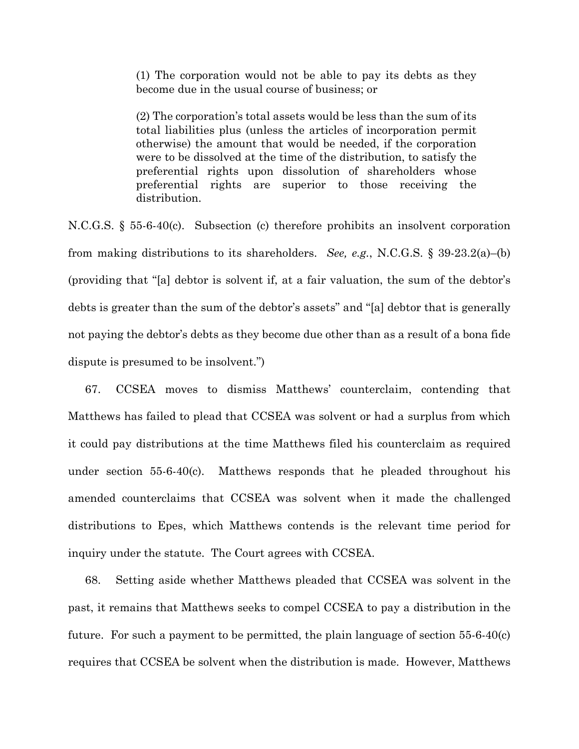> (1) The corporation would not be able to pay its debts as they become due in the usual course of business; or
>
> (2) The corporation's total assets would be less than the sum of its total liabilities plus (unless the articles of incorporation permit otherwise) the amount that would be needed, if the corporation were to be dissolved at the time of the distribution, to satisfy the preferential rights upon dissolution of shareholders whose preferential rights are superior to those receiving the distribution.

N.C.G.S. § 55-6-40(c). Subsection (c) therefore prohibits an insolvent corporation from making distributions to its shareholders. *See, e.g.*, N.C.G.S. § 39-23.2(a)–(b) (providing that "[a] debtor is solvent if, at a fair valuation, the sum of the debtor's debts is greater than the sum of the debtor's assets" and "[a] debtor that is generally not paying the debtor's debts as they become due other than as a result of a bona fide dispute is presumed to be insolvent.")

67. CCSEA moves to dismiss Matthews' counterclaim, contending that Matthews has failed to plead that CCSEA was solvent or had a surplus from which it could pay distributions at the time Matthews filed his counterclaim as required under section 55-6-40(c). Matthews responds that he pleaded throughout his amended counterclaims that CCSEA was solvent when it made the challenged distributions to Epes, which Matthews contends is the relevant time period for inquiry under the statute. The Court agrees with CCSEA.

68. Setting aside whether Matthews pleaded that CCSEA was solvent in the past, it remains that Matthews seeks to compel CCSEA to pay a distribution in the future. For such a payment to be permitted, the plain language of section 55-6-40(c) requires that CCSEA be solvent when the distribution is made. However, Matthews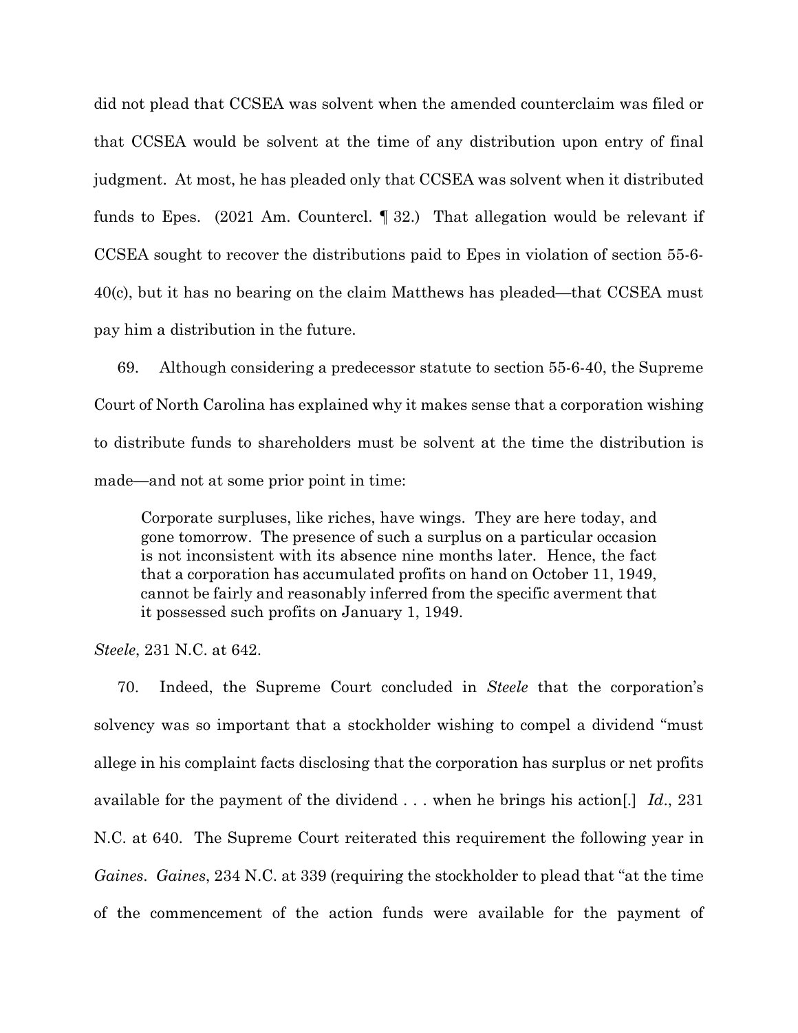did not plead that CCSEA was solvent when the amended counterclaim was filed or that CCSEA would be solvent at the time of any distribution upon entry of final judgment. At most, he has pleaded only that CCSEA was solvent when it distributed funds to Epes. (2021 Am. Countercl. ¶ 32.) That allegation would be relevant if CCSEA sought to recover the distributions paid to Epes in violation of section 55-6-40(c), but it has no bearing on the claim Matthews has pleaded—that CCSEA must pay him a distribution in the future.

69. Although considering a predecessor statute to section 55-6-40, the Supreme Court of North Carolina has explained why it makes sense that a corporation wishing to distribute funds to shareholders must be solvent at the time the distribution is made—and not at some prior point in time:

> Corporate surpluses, like riches, have wings. They are here today, and gone tomorrow. The presence of such a surplus on a particular occasion is not inconsistent with its absence nine months later. Hence, the fact that a corporation has accumulated profits on hand on October 11, 1949, cannot be fairly and reasonably inferred from the specific averment that it possessed such profits on January 1, 1949.

*Steele*, 231 N.C. at 642.

70. Indeed, the Supreme Court concluded in *Steele* that the corporation's solvency was so important that a stockholder wishing to compel a dividend "must allege in his complaint facts disclosing that the corporation has surplus or net profits available for the payment of the dividend . . . when he brings his action[.] *Id*., 231 N.C. at 640. The Supreme Court reiterated this requirement the following year in *Gaines*. *Gaines*, 234 N.C. at 339 (requiring the stockholder to plead that "at the time of the commencement of the action funds were available for the payment of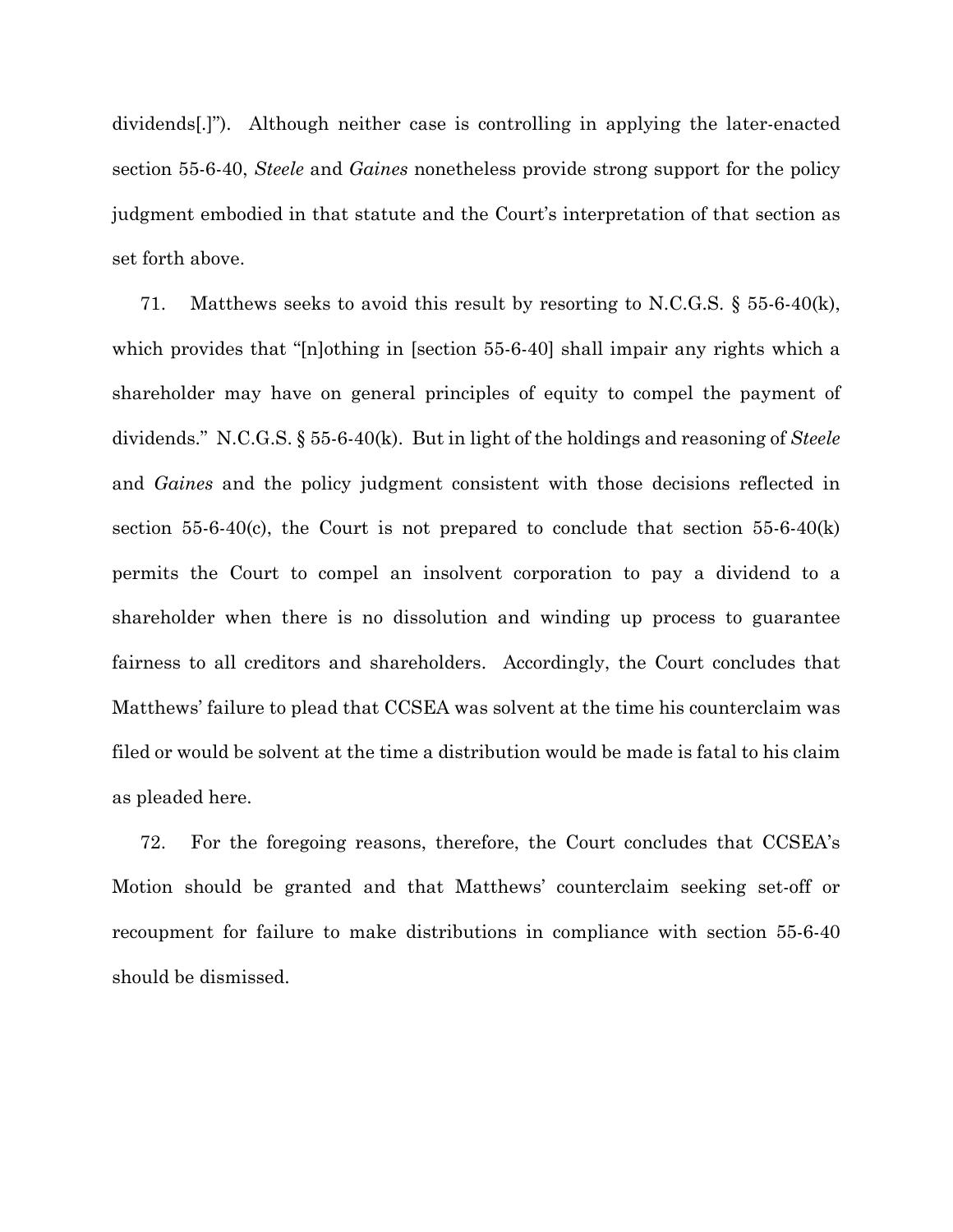dividends[.]"). Although neither case is controlling in applying the later-enacted section 55-6-40, *Steele* and *Gaines* nonetheless provide strong support for the policy judgment embodied in that statute and the Court's interpretation of that section as set forth above.

71. Matthews seeks to avoid this result by resorting to N.C.G.S. § 55-6-40(k), which provides that "[n]othing in [section 55-6-40] shall impair any rights which a shareholder may have on general principles of equity to compel the payment of dividends." N.C.G.S. § 55-6-40(k). But in light of the holdings and reasoning of *Steele* and *Gaines* and the policy judgment consistent with those decisions reflected in section 55-6-40(c), the Court is not prepared to conclude that section 55-6-40(k) permits the Court to compel an insolvent corporation to pay a dividend to a shareholder when there is no dissolution and winding up process to guarantee fairness to all creditors and shareholders. Accordingly, the Court concludes that Matthews' failure to plead that CCSEA was solvent at the time his counterclaim was filed or would be solvent at the time a distribution would be made is fatal to his claim as pleaded here.

72. For the foregoing reasons, therefore, the Court concludes that CCSEA's Motion should be granted and that Matthews' counterclaim seeking set-off or recoupment for failure to make distributions in compliance with section 55-6-40 should be dismissed.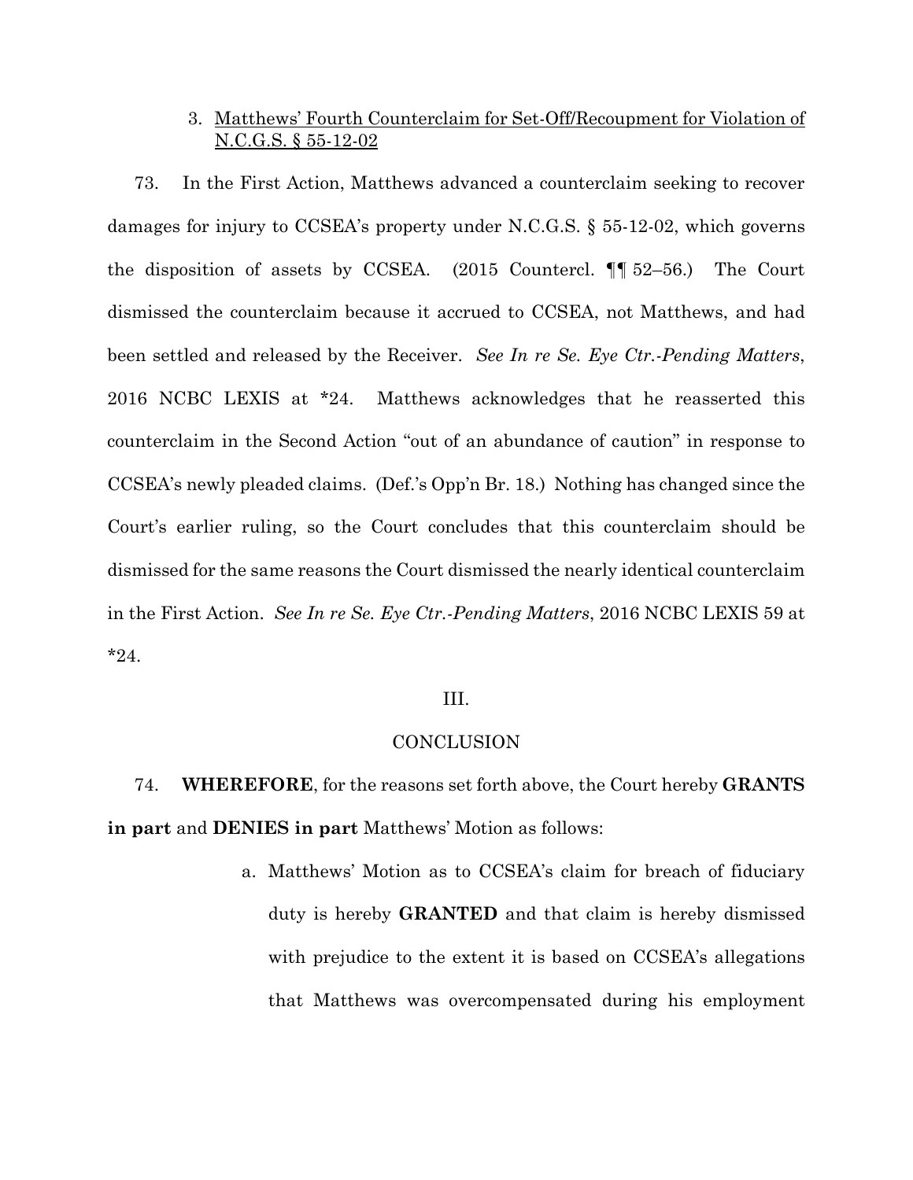### 3. Matthews' Fourth Counterclaim for Set-Off/Recoupment for Violation of N.C.G.S. § 55-12-02

73. In the First Action, Matthews advanced a counterclaim seeking to recover damages for injury to CCSEA's property under N.C.G.S. § 55-12-02, which governs the disposition of assets by CCSEA. (2015 Countercl. ¶¶ 52–56.) The Court dismissed the counterclaim because it accrued to CCSEA, not Matthews, and had been settled and released by the Receiver. *See In re Se. Eye Ctr.-Pending Matters*, 2016 NCBC LEXIS at *24. Matthews acknowledges that he reasserted this counterclaim in the Second Action "out of an abundance of caution" in response to CCSEA's newly pleaded claims. (Def.'s Opp'n Br. 18.) Nothing has changed since the Court's earlier ruling, so the Court concludes that this counterclaim should be dismissed for the same reasons the Court dismissed the nearly identical counterclaim in the First Action. *See In re Se. Eye Ctr.-Pending Matters*, 2016 NCBC LEXIS 59 at *24.

## III.

## CONCLUSION

74. **WHEREFORE**, for the reasons set forth above, the Court hereby **GRANTS in part** and **DENIES in part** Matthews' Motion as follows:

a. Matthews' Motion as to CCSEA's claim for breach of fiduciary duty is hereby **GRANTED** and that claim is hereby dismissed with prejudice to the extent it is based on CCSEA's allegations that Matthews was overcompensated during his employment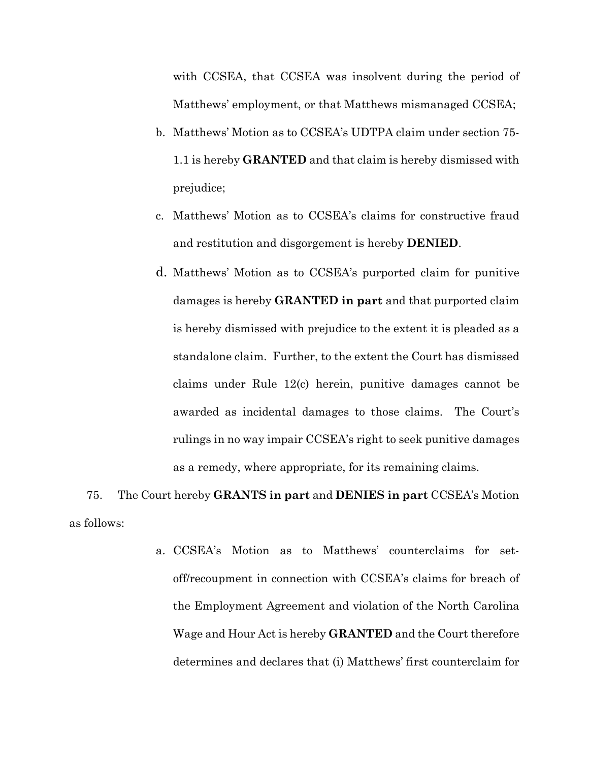with CCSEA, that CCSEA was insolvent during the period of Matthews' employment, or that Matthews mismanaged CCSEA;

b. Matthews' Motion as to CCSEA's UDTPA claim under section 75-1.1 is hereby **GRANTED** and that claim is hereby dismissed with prejudice;

c. Matthews' Motion as to CCSEA's claims for constructive fraud and restitution and disgorgement is hereby **DENIED**.

d. Matthews' Motion as to CCSEA's purported claim for punitive damages is hereby **GRANTED in part** and that purported claim is hereby dismissed with prejudice to the extent it is pleaded as a standalone claim. Further, to the extent the Court has dismissed claims under Rule 12(c) herein, punitive damages cannot be awarded as incidental damages to those claims. The Court's rulings in no way impair CCSEA's right to seek punitive damages as a remedy, where appropriate, for its remaining claims.

75. The Court hereby **GRANTS in part** and **DENIES in part** CCSEA's Motion as follows:

a. CCSEA's Motion as to Matthews' counterclaims for set-off/recoupment in connection with CCSEA's claims for breach of the Employment Agreement and violation of the North Carolina Wage and Hour Act is hereby **GRANTED** and the Court therefore determines and declares that (i) Matthews' first counterclaim for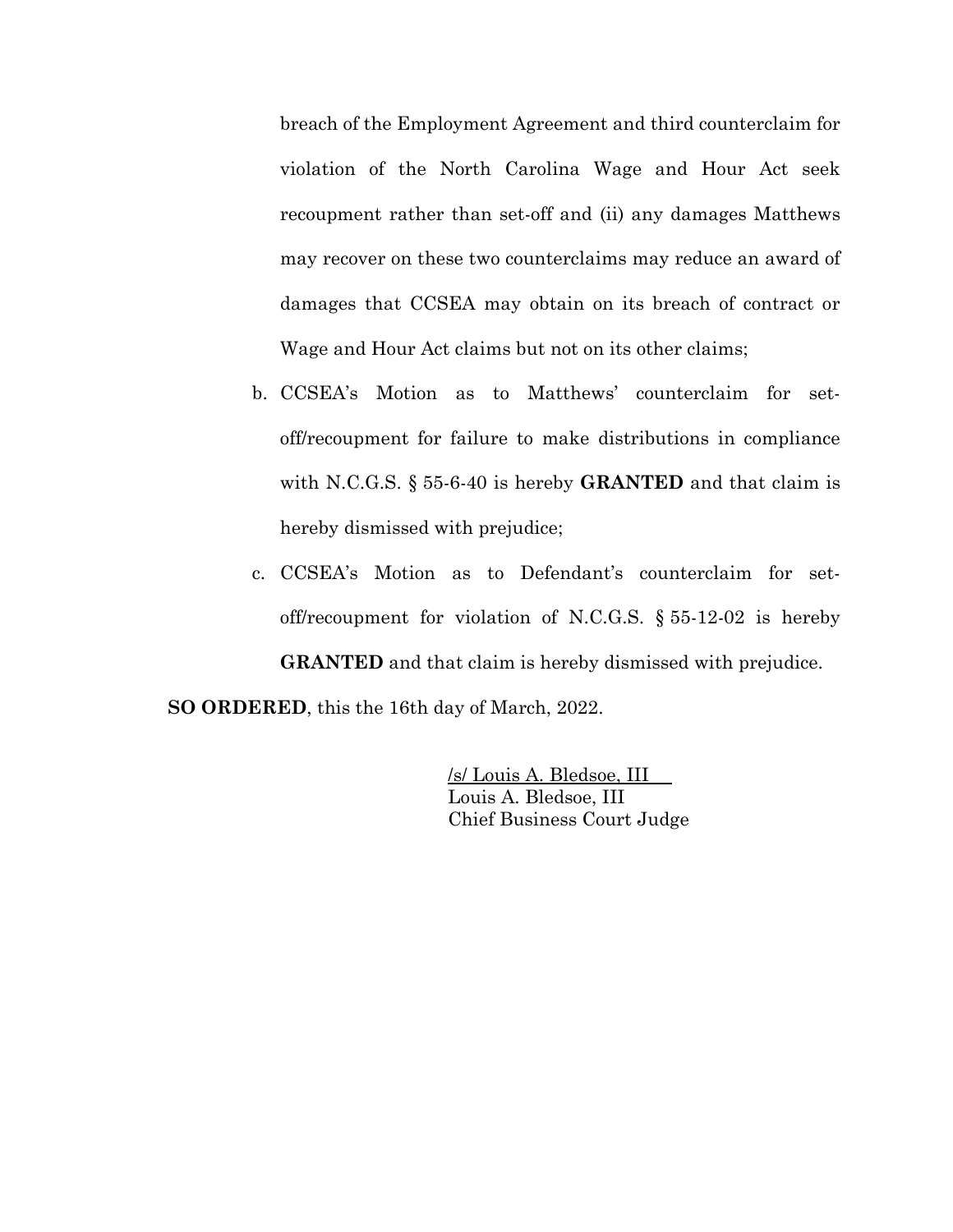breach of the Employment Agreement and third counterclaim for violation of the North Carolina Wage and Hour Act seek recoupment rather than set-off and (ii) any damages Matthews may recover on these two counterclaims may reduce an award of damages that CCSEA may obtain on its breach of contract or Wage and Hour Act claims but not on its other claims;

b. CCSEA's Motion as to Matthews' counterclaim for set-off/recoupment for failure to make distributions in compliance with N.C.G.S. § 55-6-40 is hereby **GRANTED** and that claim is hereby dismissed with prejudice;

c. CCSEA's Motion as to Defendant's counterclaim for set-off/recoupment for violation of N.C.G.S. § 55-12-02 is hereby **GRANTED** and that claim is hereby dismissed with prejudice.

**SO ORDERED**, this the 16th day of March, 2022.

/s/ Louis A. Bledsoe, III
Louis A. Bledsoe, III
Chief Business Court Judge